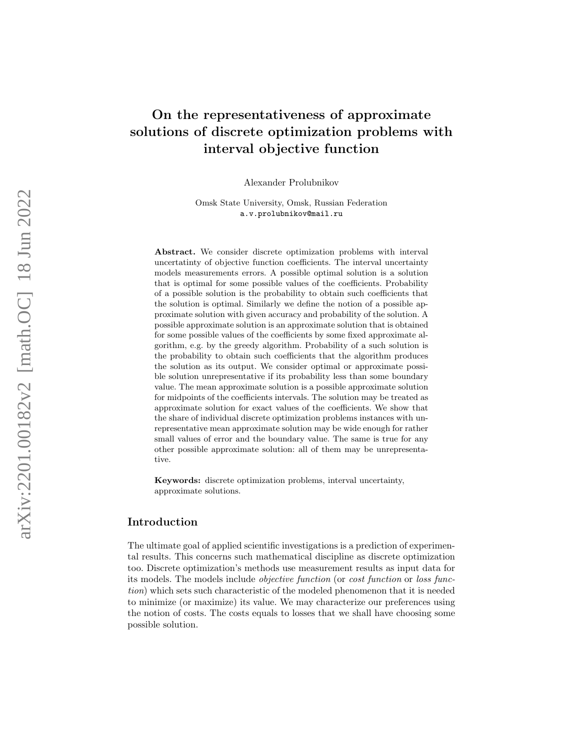# On the representativeness of approximate solutions of discrete optimization problems with interval objective function

Alexander Prolubnikov

Omsk State University, Omsk, Russian Federation
a.v.prolubnikov@mail.ru

**Abstract.** We consider discrete optimization problems with interval uncertatinty of objective function coefficients. The interval uncertainty models measurements errors. A possible optimal solution is a solution that is optimal for some possible values of the coefficients. Probability of a possible solution is the probability to obtain such coefficients that the solution is optimal. Similarly we define the notion of a possible approximate solution with given accuracy and probability of the solution. A possible approximate solution is an approximate solution that is obtained for some possible values of the coefficients by some fixed approximate algorithm, e.g. by the greedy algorithm. Probability of a such solution is the probability to obtain such coefficients that the algorithm produces the solution as its output. We consider optimal or approximate possible solution unrepresentative if its probability less than some boundary value. The mean approximate solution is a possible approximate solution for midpoints of the coefficients intervals. The solution may be treated as approximate solution for exact values of the coefficients. We show that the share of individual discrete optimization problems instances with unrepresentative mean approximate solution may be wide enough for rather small values of error and the boundary value. The same is true for any other possible approximate solution: all of them may be unrepresentative.

**Keywords:** discrete optimization problems, interval uncertainty, approximate solutions.

## Introduction

The ultimate goal of applied scientific investigations is a prediction of experimental results. This concerns such mathematical discipline as discrete optimization too. Discrete optimization's methods use measurement results as input data for its models. The models include *objective function* (or *cost function* or *loss function*) which sets such characteristic of the modeled phenomenon that it is needed to minimize (or maximize) its value. We may characterize our preferences using the notion of costs. The costs equals to losses that we shall have choosing some possible solution.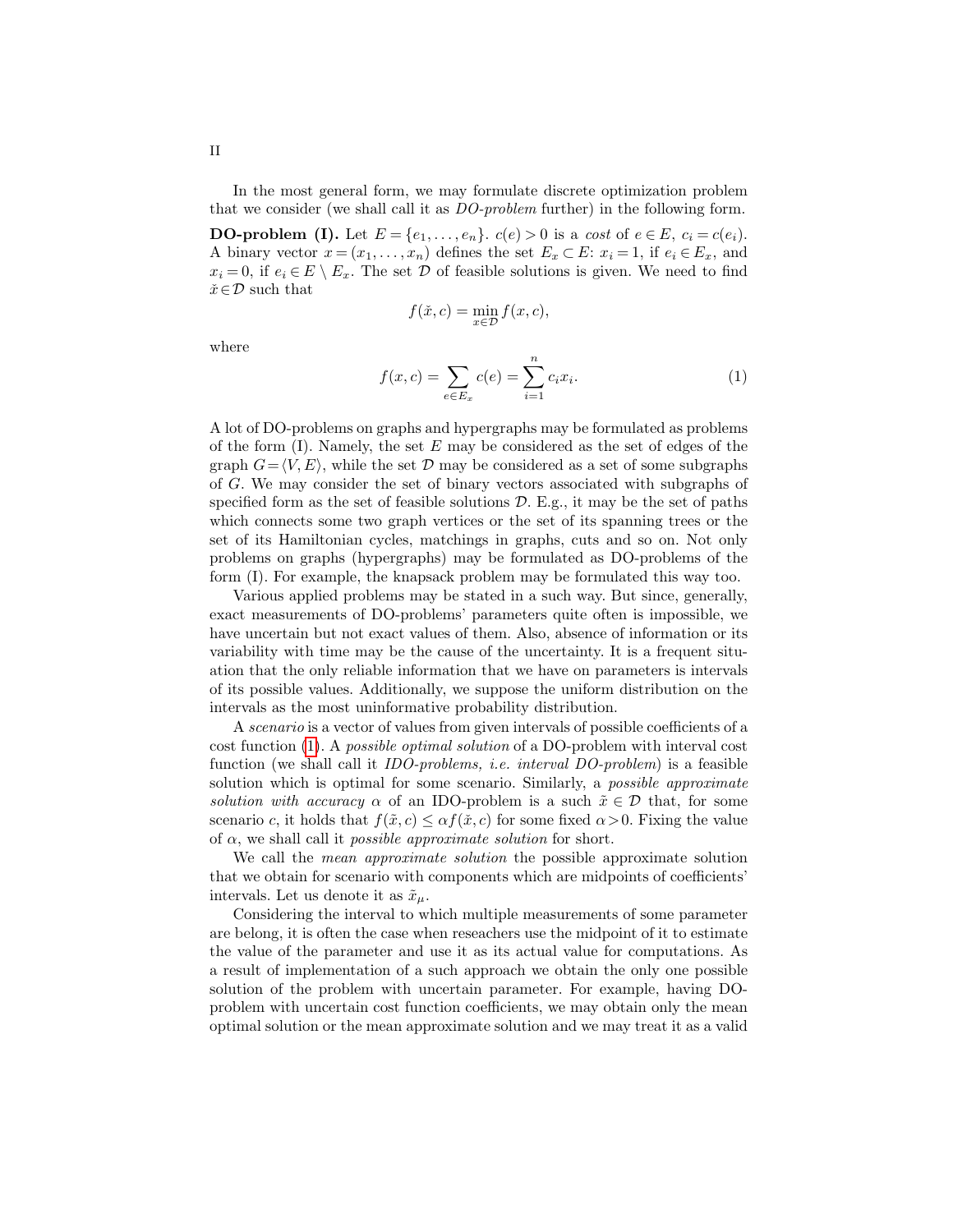In the most general form, we may formulate discrete optimization problem that we consider (we shall call it as *DO-problem* further) in the following form.

**DO-problem (I).** Let $E = \{e_1, \dots, e_n\}$. $c(e) > 0$ is a *cost* of $e \in E$, $c_i = c(e_i)$. A binary vector $x = (x_1, \dots, x_n)$ defines the set $E_x \subset E$: $x_i = 1$, if $e_i \in E_x$, and $x_i = 0$, if $e_i \in E \setminus E_x$. The set $\mathcal{D}$ of feasible solutions is given. We need to find $\check{x} \in \mathcal{D}$ such that

$$f(\check{x}, c) = \min_{x \in \mathcal{D}} f(x, c),$$

where

$$f(x, c) = \sum_{e \in E_x} c(e) = \sum_{i=1}^{n} c_i x_i. \tag{1}$$

A lot of DO-problems on graphs and hypergraphs may be formulated as problems of the form (I). Namely, the set $E$ may be considered as the set of edges of the graph $G = \langle V, E \rangle$, while the set $\mathcal{D}$ may be considered as a set of some subgraphs of $G$. We may consider the set of binary vectors associated with subgraphs of specified form as the set of feasible solutions $\mathcal{D}$. E.g., it may be the set of paths which connects some two graph vertices or the set of its spanning trees or the set of its Hamiltonian cycles, matchings in graphs, cuts and so on. Not only problems on graphs (hypergraphs) may be formulated as DO-problems of the form (I). For example, the knapsack problem may be formulated this way too.

Various applied problems may be stated in a such way. But since, generally, exact measurements of DO-problems' parameters quite often is impossible, we have uncertain but not exact values of them. Also, absence of information or its variability with time may be the cause of the uncertainty. It is a frequent situation that the only reliable information that we have on parameters is intervals of its possible values. Additionally, we suppose the uniform distribution on the intervals as the most uninformative probability distribution.

A *scenario* is a vector of values from given intervals of possible coefficients of a cost function (1). A *possible optimal solution* of a DO-problem with interval cost function (we shall call it *IDO-problems, i.e. interval DO-problem*) is a feasible solution which is optimal for some scenario. Similarly, a *possible approximate solution with accuracy* $\alpha$ of an IDO-problem is a such $\tilde{x} \in \mathcal{D}$ that, for some scenario $c$, it holds that $f(\tilde{x}, c) \leq \alpha f(\check{x}, c)$ for some fixed $\alpha > 0$. Fixing the value of $\alpha$, we shall call it *possible approximate solution* for short.

We call the *mean approximate solution* the possible approximate solution that we obtain for scenario with components which are midpoints of coefficients' intervals. Let us denote it as $\tilde{x}_\mu$.

Considering the interval to which multiple measurements of some parameter are belong, it is often the case when reseachers use the midpoint of it to estimate the value of the parameter and use it as its actual value for computations. As a result of implementation of a such approach we obtain the only one possible solution of the problem with uncertain parameter. For example, having DO-problem with uncertain cost function coefficients, we may obtain only the mean optimal solution or the mean approximate solution and we may treat it as a valid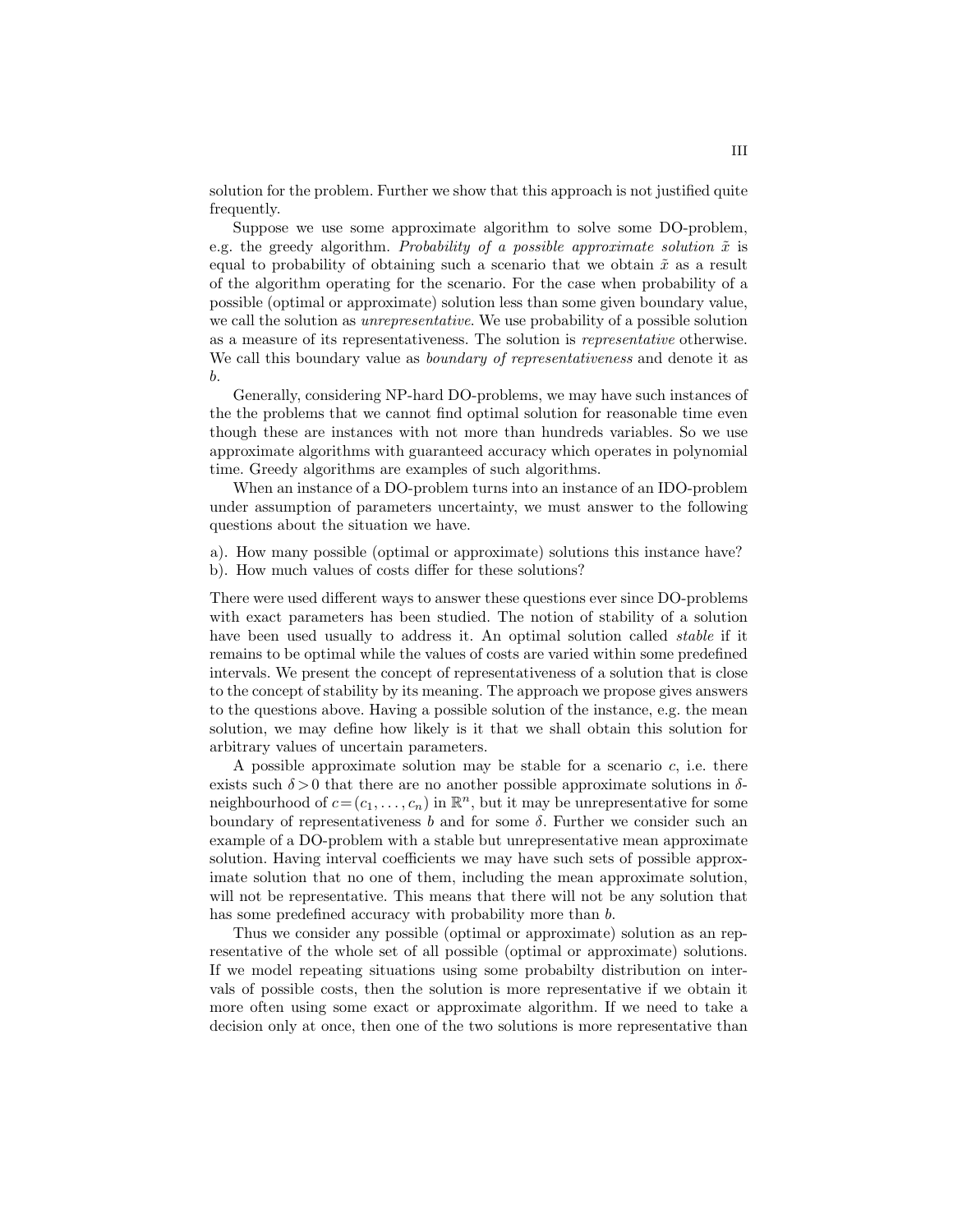solution for the problem. Further we show that this approach is not justified quite frequently.

Suppose we use some approximate algorithm to solve some DO-problem, e.g. the greedy algorithm. *Probability of a possible approximate solution* $\tilde{x}$ is equal to probability of obtaining such a scenario that we obtain $\tilde{x}$ as a result of the algorithm operating for the scenario. For the case when probability of a possible (optimal or approximate) solution less than some given boundary value, we call the solution as *unrepresentative*. We use probability of a possible solution as a measure of its representativeness. The solution is *representative* otherwise. We call this boundary value as *boundary of representativeness* and denote it as $b$.

Generally, considering NP-hard DO-problems, we may have such instances of the the problems that we cannot find optimal solution for reasonable time even though these are instances with not more than hundreds variables. So we use approximate algorithms with guaranteed accuracy which operates in polynomial time. Greedy algorithms are examples of such algorithms.

When an instance of a DO-problem turns into an instance of an IDO-problem under assumption of parameters uncertainty, we must answer to the following questions about the situation we have.

a). How many possible (optimal or approximate) solutions this instance have?
b). How much values of costs differ for these solutions?

There were used different ways to answer these questions ever since DO-problems with exact parameters has been studied. The notion of stability of a solution have been used usually to address it. An optimal solution called *stable* if it remains to be optimal while the values of costs are varied within some predefined intervals. We present the concept of representativeness of a solution that is close to the concept of stability by its meaning. The approach we propose gives answers to the questions above. Having a possible solution of the instance, e.g. the mean solution, we may define how likely is it that we shall obtain this solution for arbitrary values of uncertain parameters.

A possible approximate solution may be stable for a scenario $c$, i.e. there exists such $\delta > 0$ that there are no another possible approximate solutions in $\delta$-neighbourhood of $c = (c_1, \ldots, c_n)$ in $\mathbb{R}^n$, but it may be unrepresentative for some boundary of representativeness $b$ and for some $\delta$. Further we consider such an example of a DO-problem with a stable but unrepresentative mean approximate solution. Having interval coefficients we may have such sets of possible approximate solution that no one of them, including the mean approximate solution, will not be representative. This means that there will not be any solution that has some predefined accuracy with probability more than $b$.

Thus we consider any possible (optimal or approximate) solution as an representative of the whole set of all possible (optimal or approximate) solutions. If we model repeating situations using some probabilty distribution on intervals of possible costs, then the solution is more representative if we obtain it more often using some exact or approximate algorithm. If we need to take a decision only at once, then one of the two solutions is more representative than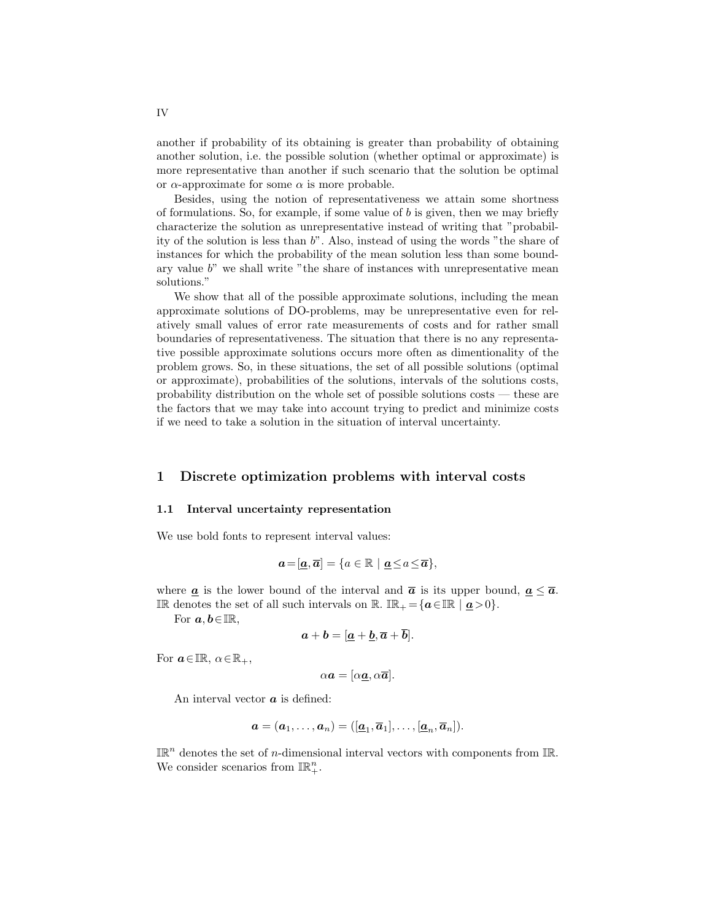another if probability of its obtaining is greater than probability of obtaining another solution, i.e. the possible solution (whether optimal or approximate) is more representative than another if such scenario that the solution be optimal or $\alpha$-approximate for some $\alpha$ is more probable.

Besides, using the notion of representativeness we attain some shortness of formulations. So, for example, if some value of $b$ is given, then we may briefly characterize the solution as unrepresentative instead of writing that "probability of the solution is less than $b$". Also, instead of using the words "the share of instances for which the probability of the mean solution less than some boundary value $b$" we shall write "the share of instances with unrepresentative mean solutions."

We show that all of the possible approximate solutions, including the mean approximate solutions of DO-problems, may be unrepresentative even for relatively small values of error rate measurements of costs and for rather small boundaries of representativeness. The situation that there is no any representative possible approximate solutions occurs more often as dimentionality of the problem grows. So, in these situations, the set of all possible solutions (optimal or approximate), probabilities of the solutions, intervals of the solutions costs, probability distribution on the whole set of possible solutions costs — these are the factors that we may take into account trying to predict and minimize costs if we need to take a solution in the situation of interval uncertainty.

# 1 Discrete optimization problems with interval costs

## 1.1 Interval uncertainty representation

We use bold fonts to represent interval values:

$$\boldsymbol{a} = [\underline{\boldsymbol{a}}, \overline{\boldsymbol{a}}] = \{a \in \mathbb{R} \mid \underline{\boldsymbol{a}} \leq a \leq \overline{\boldsymbol{a}}\},$$

where $\underline{\boldsymbol{a}}$ is the lower bound of the interval and $\overline{\boldsymbol{a}}$ is its upper bound, $\underline{\boldsymbol{a}} \leq \overline{\boldsymbol{a}}$. $\mathbb{IR}$ denotes the set of all such intervals on $\mathbb{R}$. $\mathbb{IR}_+ = \{\boldsymbol{a} \in \mathbb{IR} \mid \underline{\boldsymbol{a}} > 0\}$.

For $\boldsymbol{a}, \boldsymbol{b} \in \mathbb{IR}$,

$$\boldsymbol{a} + \boldsymbol{b} = [\underline{\boldsymbol{a}} + \underline{\boldsymbol{b}}, \overline{\boldsymbol{a}} + \overline{\boldsymbol{b}}].$$

For $\boldsymbol{a} \in \mathbb{IR}$, $\alpha \in \mathbb{R}_+$,

$$\alpha \boldsymbol{a} = [\alpha \underline{\boldsymbol{a}}, \alpha \overline{\boldsymbol{a}}].$$

An interval vector $\boldsymbol{a}$ is defined:

$$\boldsymbol{a} = (\boldsymbol{a}_1, \ldots, \boldsymbol{a}_n) = ([\underline{\boldsymbol{a}}_1, \overline{\boldsymbol{a}}_1], \ldots, [\underline{\boldsymbol{a}}_n, \overline{\boldsymbol{a}}_n]).$$

$\mathbb{IR}^n$ denotes the set of $n$-dimensional interval vectors with components from $\mathbb{IR}$. We consider scenarios from $\mathbb{IR}^n_+$.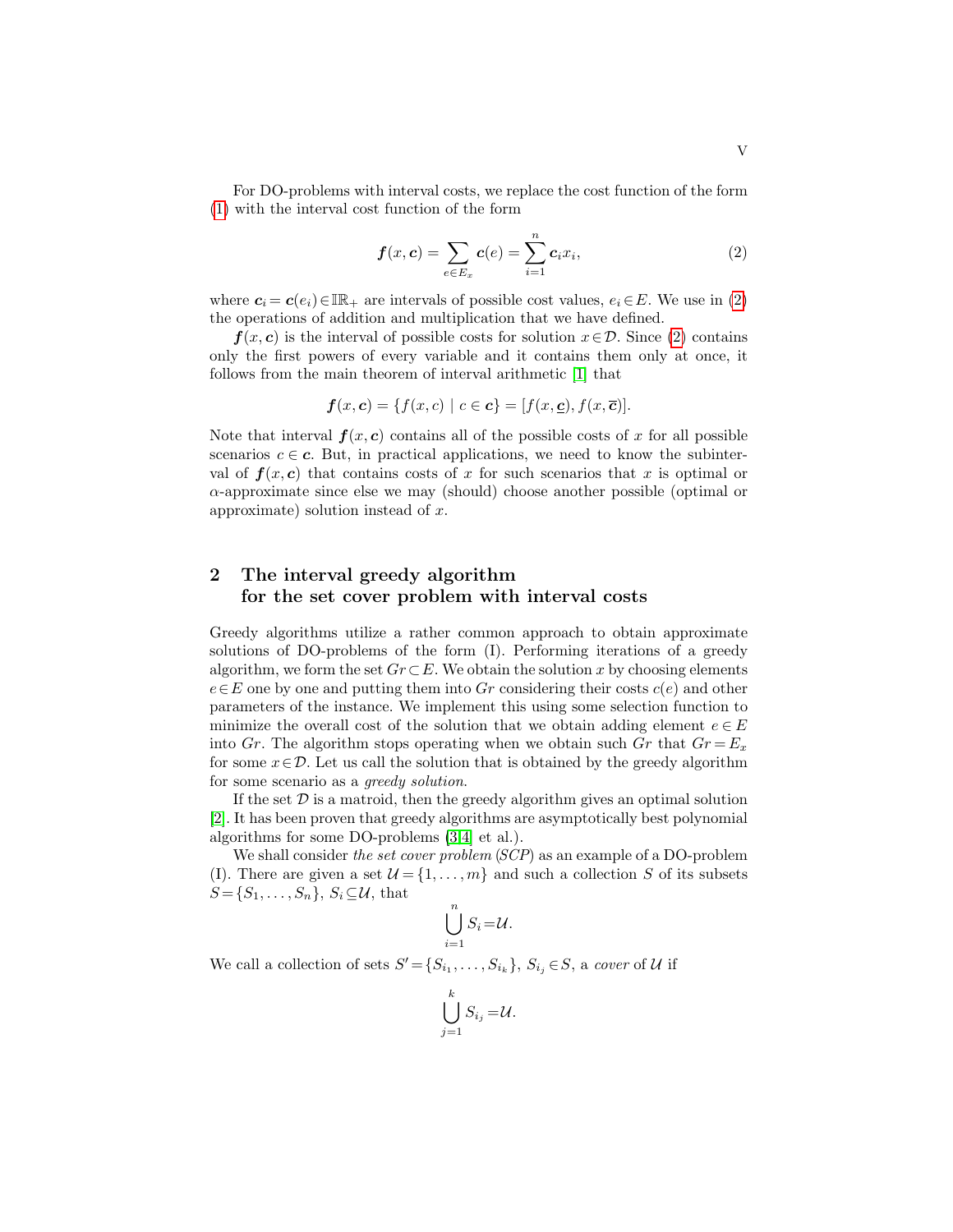For DO-problems with interval costs, we replace the cost function of the form (1) with the interval cost function of the form

$$\boldsymbol{f}(x,\boldsymbol{c}) = \sum_{e\in E_x} \boldsymbol{c}(e) = \sum_{i=1}^{n} \boldsymbol{c}_i x_i, \tag{2}$$

where $\boldsymbol{c}_i = \boldsymbol{c}(e_i) \in \mathbb{IR}_+$ are intervals of possible cost values, $e_i \in E$. We use in (2) the operations of addition and multiplication that we have defined.

$\boldsymbol{f}(x,\boldsymbol{c})$ is the interval of possible costs for solution $x \in \mathcal{D}$. Since (2) contains only the first powers of every variable and it contains them only at once, it follows from the main theorem of interval arithmetic [1] that

$$\boldsymbol{f}(x,\boldsymbol{c}) = \{f(x,c) \mid c \in \boldsymbol{c}\} = [f(x,\underline{\boldsymbol{c}}), f(x,\overline{\boldsymbol{c}})].$$

Note that interval $\boldsymbol{f}(x,\boldsymbol{c})$ contains all of the possible costs of $x$ for all possible scenarios $c \in \boldsymbol{c}$. But, in practical applications, we need to know the subinterval of $\boldsymbol{f}(x,\boldsymbol{c})$ that contains costs of $x$ for such scenarios that $x$ is optimal or $\alpha$-approximate since else we may (should) choose another possible (optimal or approximate) solution instead of $x$.

## 2 The interval greedy algorithm for the set cover problem with interval costs

Greedy algorithms utilize a rather common approach to obtain approximate solutions of DO-problems of the form (I). Performing iterations of a greedy algorithm, we form the set $Gr \subset E$. We obtain the solution $x$ by choosing elements $e \in E$ one by one and putting them into $Gr$ considering their costs $c(e)$ and other parameters of the instance. We implement this using some selection function to minimize the overall cost of the solution that we obtain adding element $e \in E$ into $Gr$. The algorithm stops operating when we obtain such $Gr$ that $Gr = E_x$ for some $x \in \mathcal{D}$. Let us call the solution that is obtained by the greedy algorithm for some scenario as a *greedy solution*.

If the set $\mathcal{D}$ is a matroid, then the greedy algorithm gives an optimal solution [2]. It has been proven that greedy algorithms are asymptotically best polynomial algorithms for some DO-problems ([3,4] et al.).

We shall consider *the set cover problem* (*SCP*) as an example of a DO-problem (I). There are given a set $\mathcal{U} = \{1,\ldots,m\}$ and such a collection $S$ of its subsets $S = \{S_1,\ldots,S_n\}$, $S_i \subseteq \mathcal{U}$, that

$$\bigcup_{i=1}^{n} S_i = \mathcal{U}.$$

We call a collection of sets $S' = \{S_{i_1},\ldots,S_{i_k}\}$, $S_{i_j} \in S$, a *cover* of $\mathcal{U}$ if

$$\bigcup_{j=1}^{k} S_{i_j} = \mathcal{U}.$$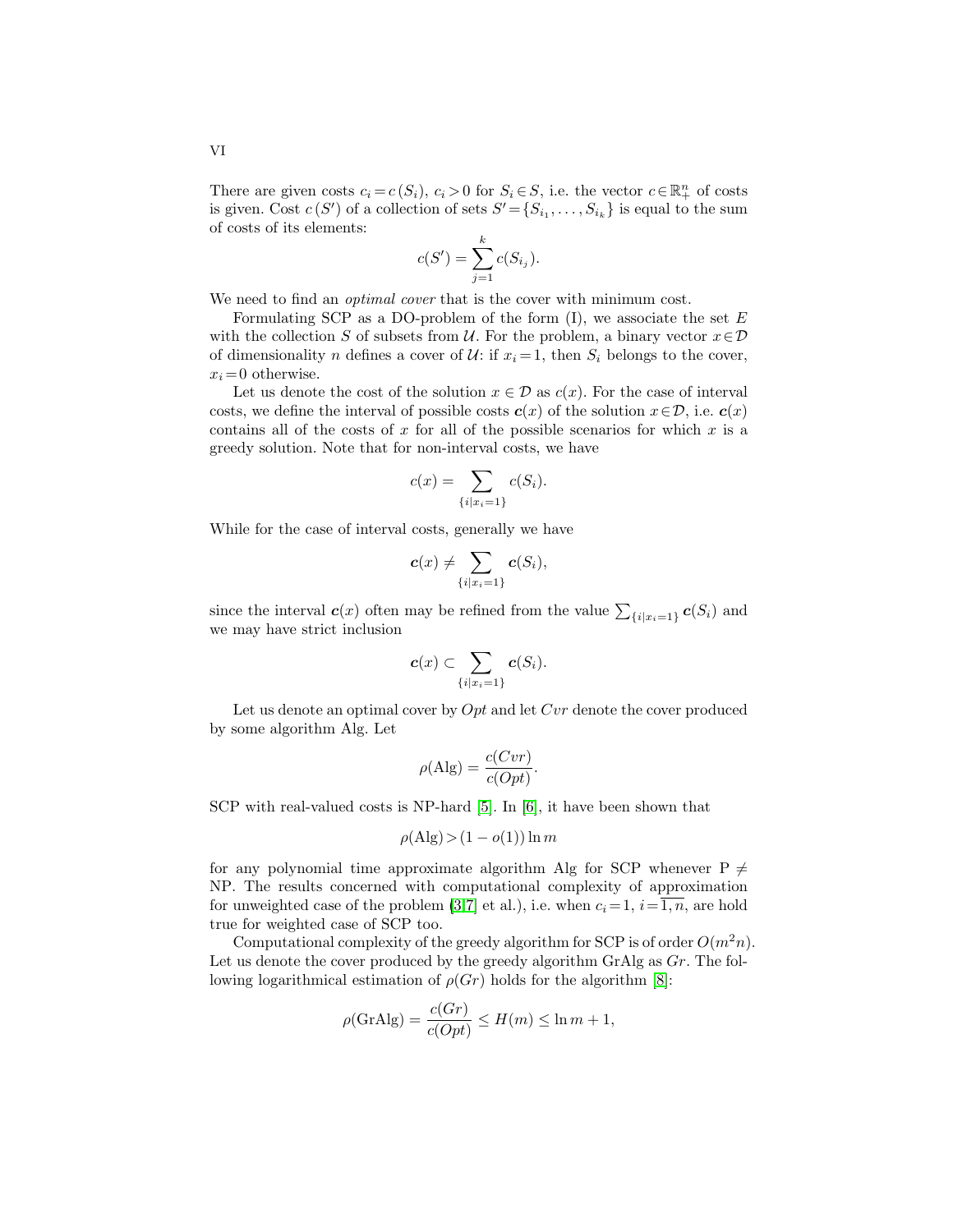There are given costs $c_i = c(S_i)$, $c_i > 0$ for $S_i \in S$, i.e. the vector $c \in \mathbb{R}_+^n$ of costs is given. Cost $c(S')$ of a collection of sets $S' = \{S_{i_1}, \ldots, S_{i_k}\}$ is equal to the sum of costs of its elements:

$$c(S') = \sum_{j=1}^{k} c(S_{i_j}).$$

We need to find an *optimal cover* that is the cover with minimum cost.

Formulating SCP as a DO-problem of the form (I), we associate the set $E$ with the collection $S$ of subsets from $\mathcal{U}$. For the problem, a binary vector $x \in \mathcal{D}$ of dimensionality $n$ defines a cover of $\mathcal{U}$: if $x_i = 1$, then $S_i$ belongs to the cover, $x_i = 0$ otherwise.

Let us denote the cost of the solution $x \in \mathcal{D}$ as $c(x)$. For the case of interval costs, we define the interval of possible costs $\boldsymbol{c}(x)$ of the solution $x \in \mathcal{D}$, i.e. $\boldsymbol{c}(x)$ contains all of the costs of $x$ for all of the possible scenarios for which $x$ is a greedy solution. Note that for non-interval costs, we have

$$c(x) = \sum_{\{i | x_i = 1\}} c(S_i).$$

While for the case of interval costs, generally we have

$$\boldsymbol{c}(x) \neq \sum_{\{i | x_i = 1\}} \boldsymbol{c}(S_i),$$

since the interval $\boldsymbol{c}(x)$ often may be refined from the value $\sum_{\{i|x_i=1\}} \boldsymbol{c}(S_i)$ and we may have strict inclusion

$$\boldsymbol{c}(x) \subset \sum_{\{i | x_i = 1\}} \boldsymbol{c}(S_i).$$

Let us denote an optimal cover by $Opt$ and let $Cvr$ denote the cover produced by some algorithm Alg. Let

$$\rho(\text{Alg}) = \frac{c(Cvr)}{c(Opt)}.$$

SCP with real-valued costs is NP-hard [5]. In [6], it have been shown that

$$\rho(\text{Alg}) > (1 - o(1)) \ln m$$

for any polynomial time approximate algorithm Alg for SCP whenever P $\neq$ NP. The results concerned with computational complexity of approximation for unweighted case of the problem [3,7] et al.), i.e. when $c_i = 1$, $i = \overline{1, n}$, are hold true for weighted case of SCP too.

Computational complexity of the greedy algorithm for SCP is of order $O(m^2 n)$. Let us denote the cover produced by the greedy algorithm GrAlg as $Gr$. The following logarithmical estimation of $\rho(Gr)$ holds for the algorithm [8]:

$$\rho(\text{GrAlg}) = \frac{c(Gr)}{c(Opt)} \leq H(m) \leq \ln m + 1,$$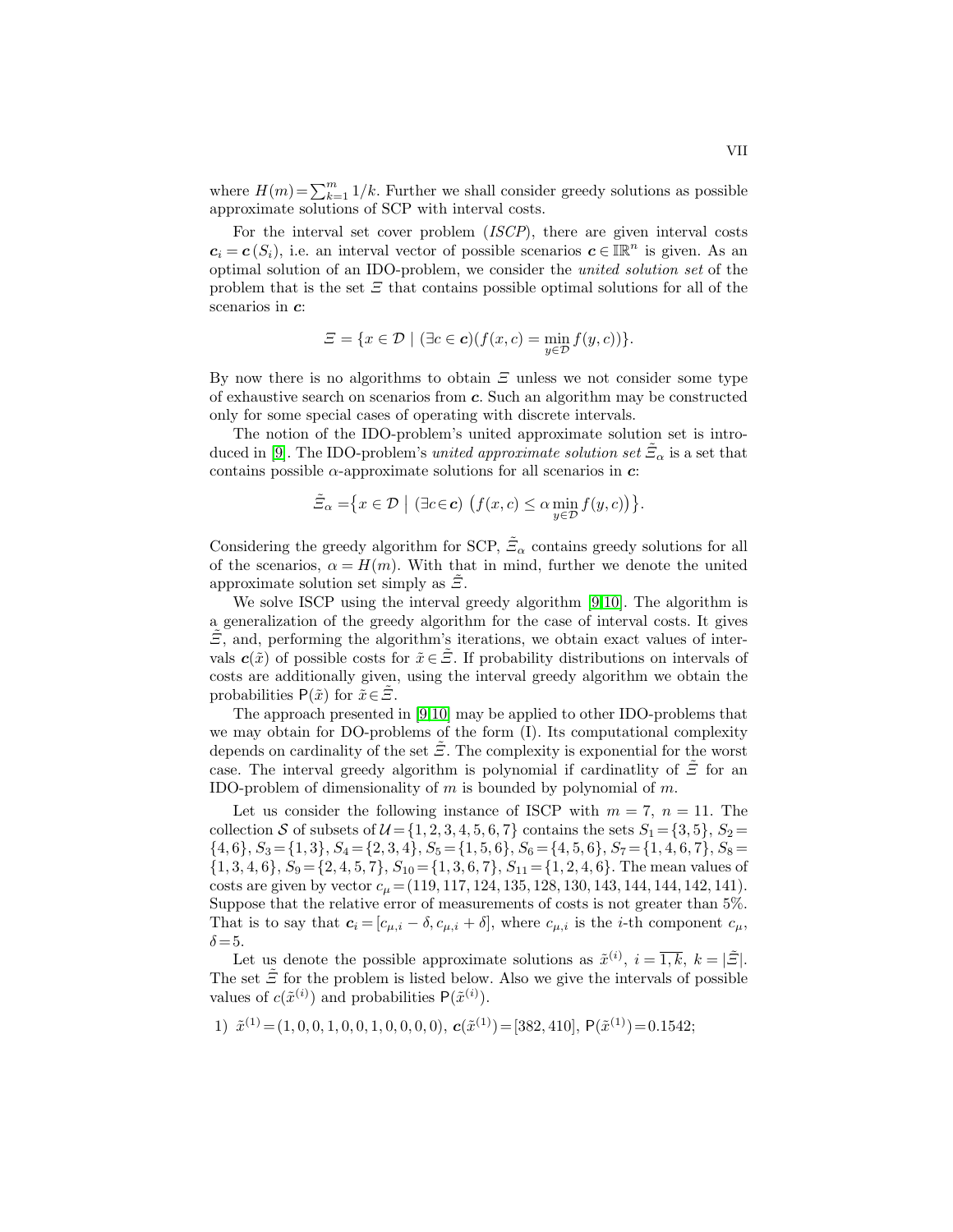where $H(m) = \sum_{k=1}^{m} 1/k$. Further we shall consider greedy solutions as possible approximate solutions of SCP with interval costs.

For the interval set cover problem (*ISCP*), there are given interval costs $\boldsymbol{c}_i = \boldsymbol{c}(S_i)$, i.e. an interval vector of possible scenarios $\boldsymbol{c} \in \mathbb{IR}^n$ is given. As an optimal solution of an IDO-problem, we consider the *united solution set* of the problem that is the set $\Xi$ that contains possible optimal solutions for all of the scenarios in $\boldsymbol{c}$:

$$\Xi = \{x \in \mathcal{D} \mid (\exists c \in \boldsymbol{c})(f(x, c) = \min_{y \in \mathcal{D}} f(y, c))\}.$$

By now there is no algorithms to obtain $\Xi$ unless we not consider some type of exhaustive search on scenarios from $\boldsymbol{c}$. Such an algorithm may be constructed only for some special cases of operating with discrete intervals.

The notion of the IDO-problem's united approximate solution set is introduced in [9]. The IDO-problem's *united approximate solution set* $\tilde{\Xi}_\alpha$ is a set that contains possible $\alpha$-approximate solutions for all scenarios in $\boldsymbol{c}$:

$$\tilde{\Xi}_\alpha = \big\{x \in \mathcal{D} \mid (\exists c \in \boldsymbol{c}) \ \big(f(x, c) \leq \alpha \min_{y \in \mathcal{D}} f(y, c)\big)\big\}.$$

Considering the greedy algorithm for SCP, $\tilde{\Xi}_\alpha$ contains greedy solutions for all of the scenarios, $\alpha = H(m)$. With that in mind, further we denote the united approximate solution set simply as $\tilde{\Xi}$.

We solve ISCP using the interval greedy algorithm [9,10]. The algorithm is a generalization of the greedy algorithm for the case of interval costs. It gives $\tilde{\Xi}$, and, performing the algorithm's iterations, we obtain exact values of intervals $\boldsymbol{c}(\tilde{x})$ of possible costs for $\tilde{x} \in \tilde{\Xi}$. If probability distributions on intervals of costs are additionally given, using the interval greedy algorithm we obtain the probabilities $\mathsf{P}(\tilde{x})$ for $\tilde{x} \in \tilde{\Xi}$.

The approach presented in [9,10] may be applied to other IDO-problems that we may obtain for DO-problems of the form (I). Its computational complexity depends on cardinality of the set $\tilde{\Xi}$. The complexity is exponential for the worst case. The interval greedy algorithm is polynomial if cardinatlity of $\tilde{\Xi}$ for an IDO-problem of dimensionality of $m$ is bounded by polynomial of $m$.

Let us consider the following instance of ISCP with $m = 7$, $n = 11$. The collection $\mathcal{S}$ of subsets of $\mathcal{U} = \{1, 2, 3, 4, 5, 6, 7\}$ contains the sets $S_1 = \{3, 5\}$, $S_2 = \{4, 6\}$, $S_3 = \{1, 3\}$, $S_4 = \{2, 3, 4\}$, $S_5 = \{1, 5, 6\}$, $S_6 = \{4, 5, 6\}$, $S_7 = \{1, 4, 6, 7\}$, $S_8 = \{1, 3, 4, 6\}$, $S_9 = \{2, 4, 5, 7\}$, $S_{10} = \{1, 3, 6, 7\}$, $S_{11} = \{1, 2, 4, 6\}$. The mean values of costs are given by vector $c_\mu = (119, 117, 124, 135, 128, 130, 143, 144, 144, 142, 141)$. Suppose that the relative error of measurements of costs is not greater than 5%. That is to say that $\boldsymbol{c}_i = [c_{\mu,i} - \delta, c_{\mu,i} + \delta]$, where $c_{\mu,i}$ is the $i$-th component $c_\mu$, $\delta = 5$.

Let us denote the possible approximate solutions as $\tilde{x}^{(i)}$, $i = \overline{1, k}$, $k = |\tilde{\Xi}|$. The set $\tilde{\Xi}$ for the problem is listed below. Also we give the intervals of possible values of $c(\tilde{x}^{(i)})$ and probabilities $\mathsf{P}(\tilde{x}^{(i)})$.

1) $\tilde{x}^{(1)} = (1, 0, 0, 1, 0, 0, 1, 0, 0, 0, 0)$, $\boldsymbol{c}(\tilde{x}^{(1)}) = [382, 410]$, $\mathsf{P}(\tilde{x}^{(1)}) = 0.1542$;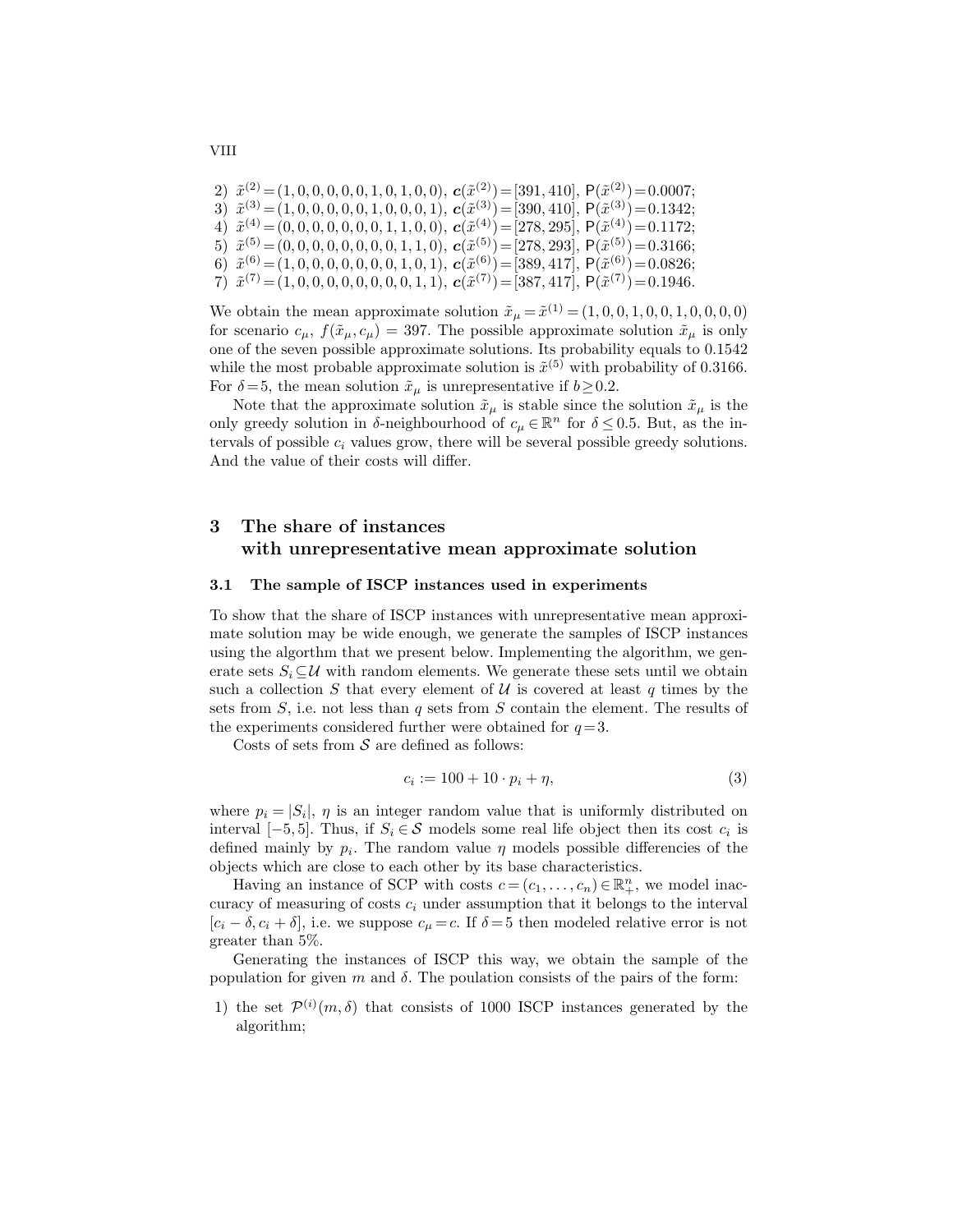2) $\tilde{x}^{(2)} = (1,0,0,0,0,0,1,0,1,0,0)$, $\boldsymbol{c}(\tilde{x}^{(2)}) = [391, 410]$, $\mathsf{P}(\tilde{x}^{(2)}) = 0.0007$;
3) $\tilde{x}^{(3)} = (1,0,0,0,0,0,1,0,0,0,1)$, $\boldsymbol{c}(\tilde{x}^{(3)}) = [390, 410]$, $\mathsf{P}(\tilde{x}^{(3)}) = 0.1342$;
4) $\tilde{x}^{(4)} = (0,0,0,0,0,0,0,1,1,0,0)$, $\boldsymbol{c}(\tilde{x}^{(4)}) = [278, 295]$, $\mathsf{P}(\tilde{x}^{(4)}) = 0.1172$;
5) $\tilde{x}^{(5)} = (0,0,0,0,0,0,0,0,1,1,0)$, $\boldsymbol{c}(\tilde{x}^{(5)}) = [278, 293]$, $\mathsf{P}(\tilde{x}^{(5)}) = 0.3166$;
6) $\tilde{x}^{(6)} = (1,0,0,0,0,0,0,0,1,0,1)$, $\boldsymbol{c}(\tilde{x}^{(6)}) = [389, 417]$, $\mathsf{P}(\tilde{x}^{(6)}) = 0.0826$;
7) $\tilde{x}^{(7)} = (1,0,0,0,0,0,0,0,0,1,1)$, $\boldsymbol{c}(\tilde{x}^{(7)}) = [387, 417]$, $\mathsf{P}(\tilde{x}^{(7)}) = 0.1946$.

We obtain the mean approximate solution $\tilde{x}_\mu = \tilde{x}^{(1)} = (1,0,0,1,0,0,1,0,0,0,0)$ for scenario $c_\mu$, $f(\tilde{x}_\mu, c_\mu) = 397$. The possible approximate solution $\tilde{x}_\mu$ is only one of the seven possible approximate solutions. Its probability equals to 0.1542 while the most probable approximate solution is $\tilde{x}^{(5)}$ with probability of 0.3166. For $\delta = 5$, the mean solution $\tilde{x}_\mu$ is unrepresentative if $b \geq 0.2$.

Note that the approximate solution $\tilde{x}_\mu$ is stable since the solution $\tilde{x}_\mu$ is the only greedy solution in $\delta$-neighbourhood of $c_\mu \in \mathbb{R}^n$ for $\delta \leq 0.5$. But, as the intervals of possible $c_i$ values grow, there will be several possible greedy solutions. And the value of their costs will differ.

## 3 The share of instances with unrepresentative mean approximate solution

### 3.1 The sample of ISCP instances used in experiments

To show that the share of ISCP instances with unrepresentative mean approximate solution may be wide enough, we generate the samples of ISCP instances using the algorthm that we present below. Implementing the algorithm, we generate sets $S_i \subseteq \mathcal{U}$ with random elements. We generate these sets until we obtain such a collection $S$ that every element of $\mathcal{U}$ is covered at least $q$ times by the sets from $S$, i.e. not less than $q$ sets from $S$ contain the element. The results of the experiments considered further were obtained for $q = 3$.

Costs of sets from $\mathcal{S}$ are defined as follows:

$$c_i := 100 + 10 \cdot p_i + \eta, \tag{3}$$

where $p_i = |S_i|$, $\eta$ is an integer random value that is uniformly distributed on interval $[-5, 5]$. Thus, if $S_i \in \mathcal{S}$ models some real life object then its cost $c_i$ is defined mainly by $p_i$. The random value $\eta$ models possible differencies of the objects which are close to each other by its base characteristics.

Having an instance of SCP with costs $c = (c_1, \ldots, c_n) \in \mathbb{R}^n_+$, we model inaccuracy of measuring of costs $c_i$ under assumption that it belongs to the interval $[c_i - \delta, c_i + \delta]$, i.e. we suppose $c_\mu = c$. If $\delta = 5$ then modeled relative error is not greater than 5%.

Generating the instances of ISCP this way, we obtain the sample of the population for given $m$ and $\delta$. The poulation consists of the pairs of the form:

1) the set $\mathcal{P}^{(i)}(m, \delta)$ that consists of 1000 ISCP instances generated by the algorithm;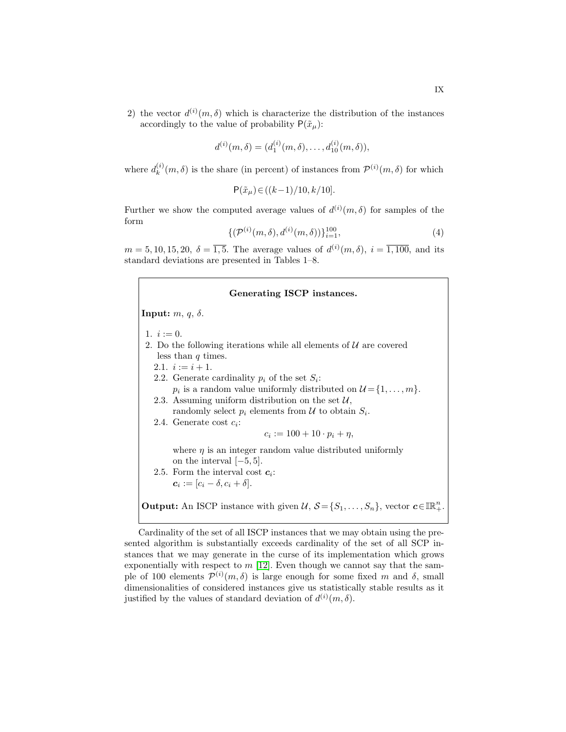2) the vector $d^{(i)}(m,\delta)$ which is characterize the distribution of the instances accordingly to the value of probability $\mathsf{P}(\tilde{x}_\mu)$:

$$d^{(i)}(m,\delta) = (d_1^{(i)}(m,\delta), \ldots, d_{10}^{(i)}(m,\delta)),$$

where $d_k^{(i)}(m,\delta)$ is the share (in percent) of instances from $\mathcal{P}^{(i)}(m,\delta)$ for which

$$\mathsf{P}(\tilde{x}_\mu) \in ((k-1)/10, k/10].$$

Further we show the computed average values of $d^{(i)}(m,\delta)$ for samples of the form

$$\{(\mathcal{P}^{(i)}(m,\delta), d^{(i)}(m,\delta))\}_{i=1}^{100}, \tag{4}$$

$m = 5, 10, 15, 20$, $\delta = \overline{1,5}$. The average values of $d^{(i)}(m,\delta)$, $i = \overline{1,100}$, and its standard deviations are presented in Tables 1–8.

**Generating ISCP instances.**

**Input:** $m$, $q$, $\delta$.

1. $i := 0$.
2. Do the following iterations while all elements of $\mathcal{U}$ are covered less than $q$ times.
   - 2.1. $i := i + 1$.
   - 2.2. Generate cardinality $p_i$ of the set $S_i$: $p_i$ is a random value uniformly distributed on $\mathcal{U} = \{1, \ldots, m\}$.
   - 2.3. Assuming uniform distribution on the set $\mathcal{U}$, randomly select $p_i$ elements from $\mathcal{U}$ to obtain $S_i$.
   - 2.4. Generate cost $c_i$:
     $$c_i := 100 + 10 \cdot p_i + \eta,$$
     where $\eta$ is an integer random value distributed uniformly on the interval $[-5, 5]$.
   - 2.5. Form the interval cost $\boldsymbol{c}_i$: $\boldsymbol{c}_i := [c_i - \delta, c_i + \delta]$.

**Output:** An ISCP instance with given $\mathcal{U}$, $\mathcal{S} = \{S_1, \ldots, S_n\}$, vector $\boldsymbol{c} \in \mathbb{IR}_+^n$.

Cardinality of the set of all ISCP instances that we may obtain using the presented algorithm is substantially exceeds cardinality of the set of all SCP instances that we may generate in the curse of its implementation which grows exponentially with respect to $m$ [12]. Even though we cannot say that the sample of 100 elements $\mathcal{P}^{(i)}(m,\delta)$ is large enough for some fixed $m$ and $\delta$, small dimensionalities of considered instances give us statistically stable results as it justified by the values of standard deviation of $d^{(i)}(m,\delta)$.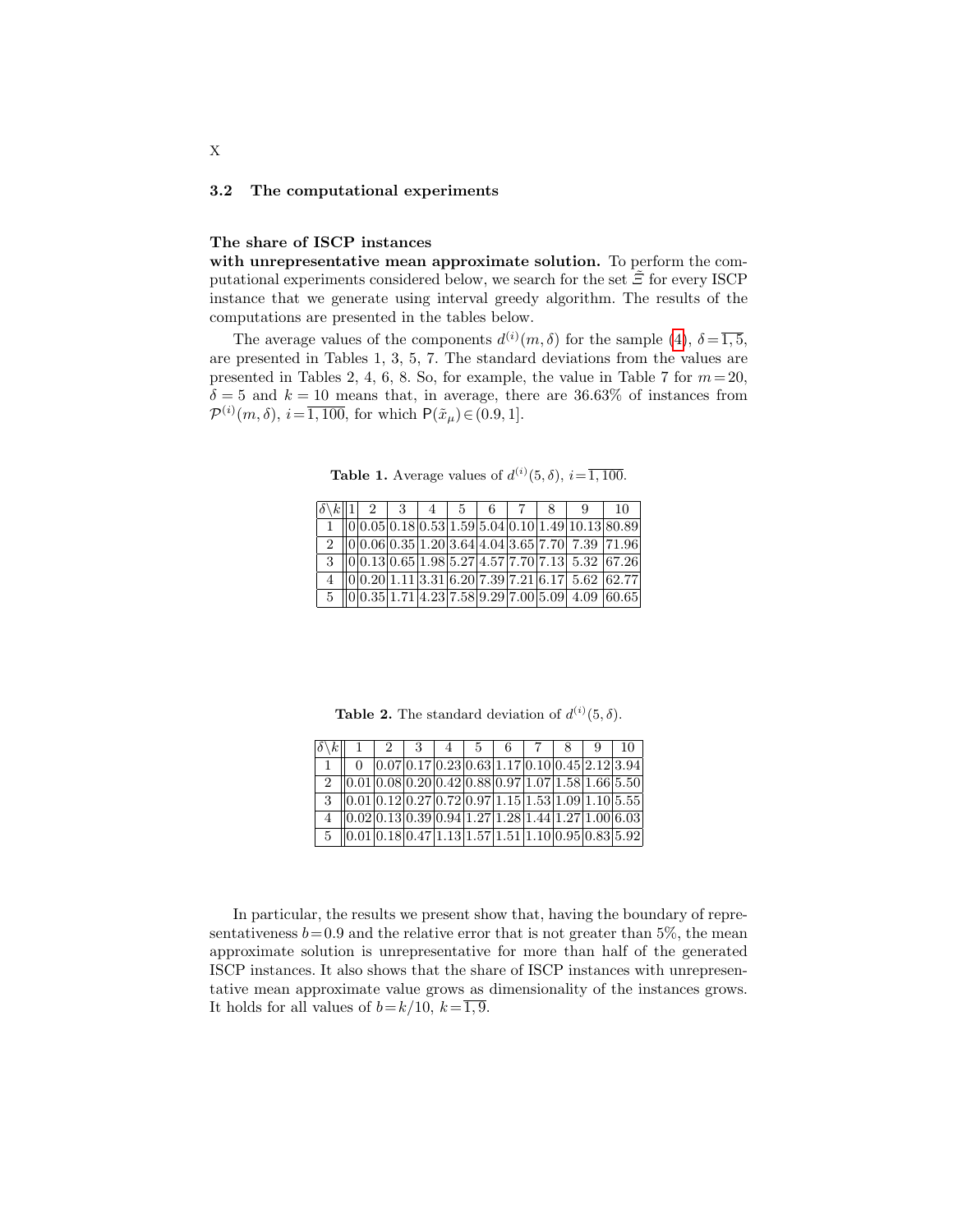### 3.2 The computational experiments

**The share of ISCP instances with unrepresentative mean approximate solution.** To perform the computational experiments considered below, we search for the set $\tilde{\Xi}$ for every ISCP instance that we generate using interval greedy algorithm. The results of the computations are presented in the tables below.

The average values of the components $d^{(i)}(m, \delta)$ for the sample (4), $\delta = \overline{1, 5}$, are presented in Tables 1, 3, 5, 7. The standard deviations from the values are presented in Tables 2, 4, 6, 8. So, for example, the value in Table 7 for $m = 20$, $\delta = 5$ and $k = 10$ means that, in average, there are 36.63% of instances from $\mathcal{P}^{(i)}(m, \delta)$, $i = \overline{1, 100}$, for which $\mathsf{P}(\tilde{x}_\mu) \in (0.9, 1]$.

**Table 1.** Average values of $d^{(i)}(5, \delta)$, $i = \overline{1, 100}$.

| $\delta \backslash k$ | 1 | 2 | 3 | 4 | 5 | 6 | 7 | 8 | 9 | 10 |
|---|---|---|---|---|---|---|---|---|---|---|
| 1 | 0 | 0.05 | 0.18 | 0.53 | 1.59 | 5.04 | 0.10 | 1.49 | 10.13 | 80.89 |
| 2 | 0 | 0.06 | 0.35 | 1.20 | 3.64 | 4.04 | 3.65 | 7.70 | 7.39 | 71.96 |
| 3 | 0 | 0.13 | 0.65 | 1.98 | 5.27 | 4.57 | 7.70 | 7.13 | 5.32 | 67.26 |
| 4 | 0 | 0.20 | 1.11 | 3.31 | 6.20 | 7.39 | 7.21 | 6.17 | 5.62 | 62.77 |
| 5 | 0 | 0.35 | 1.71 | 4.23 | 7.58 | 9.29 | 7.00 | 5.09 | 4.09 | 60.65 |

**Table 2.** The standard deviation of $d^{(i)}(5, \delta)$.

| $\delta \backslash k$ | 1 | 2 | 3 | 4 | 5 | 6 | 7 | 8 | 9 | 10 |
|---|---|---|---|---|---|---|---|---|---|---|
| 1 | 0 | 0.07 | 0.17 | 0.23 | 0.63 | 1.17 | 0.10 | 0.45 | 2.12 | 3.94 |
| 2 | 0.01 | 0.08 | 0.20 | 0.42 | 0.88 | 0.97 | 1.07 | 1.58 | 1.66 | 5.50 |
| 3 | 0.01 | 0.12 | 0.27 | 0.72 | 0.97 | 1.15 | 1.53 | 1.09 | 1.10 | 5.55 |
| 4 | 0.02 | 0.13 | 0.39 | 0.94 | 1.27 | 1.28 | 1.44 | 1.27 | 1.00 | 6.03 |
| 5 | 0.01 | 0.18 | 0.47 | 1.13 | 1.57 | 1.51 | 1.10 | 0.95 | 0.83 | 5.92 |

In particular, the results we present show that, having the boundary of representativeness $b = 0.9$ and the relative error that is not greater than 5%, the mean approximate solution is unrepresentative for more than half of the generated ISCP instances. It also shows that the share of ISCP instances with unrepresentative mean approximate value grows as dimensionality of the instances grows. It holds for all values of $b = k/10$, $k = \overline{1, 9}$.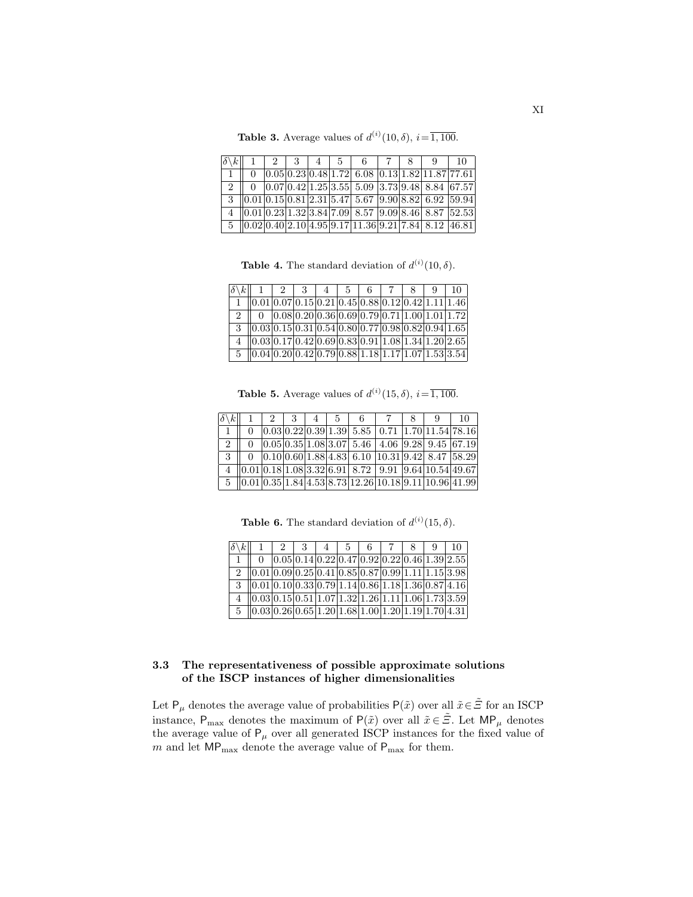**Table 3.** Average values of $d^{(i)}(10, \delta)$, $i = \overline{1, 100}$.

| $\delta \backslash k$ | 1 | 2 | 3 | 4 | 5 | 6 | 7 | 8 | 9 | 10 |
|---|---|---|---|---|---|---|---|---|---|---|
| 1 | 0 | 0.05 | 0.23 | 0.48 | 1.72 | 6.08 | 0.13 | 1.82 | 11.87 | 77.61 |
| 2 | 0 | 0.07 | 0.42 | 1.25 | 3.55 | 5.09 | 3.73 | 9.48 | 8.84 | 67.57 |
| 3 | 0.01 | 0.15 | 0.81 | 2.31 | 5.47 | 5.67 | 9.90 | 8.82 | 6.92 | 59.94 |
| 4 | 0.01 | 0.23 | 1.32 | 3.84 | 7.09 | 8.57 | 9.09 | 8.46 | 8.87 | 52.53 |
| 5 | 0.02 | 0.40 | 2.10 | 4.95 | 9.17 | 11.36 | 9.21 | 7.84 | 8.12 | 46.81 |

**Table 4.** The standard deviation of $d^{(i)}(10, \delta)$.

| $\delta \backslash k$ | 1 | 2 | 3 | 4 | 5 | 6 | 7 | 8 | 9 | 10 |
|---|---|---|---|---|---|---|---|---|---|---|
| 1 | 0.01 | 0.07 | 0.15 | 0.21 | 0.45 | 0.88 | 0.12 | 0.42 | 1.11 | 1.46 |
| 2 | 0 | 0.08 | 0.20 | 0.36 | 0.69 | 0.79 | 0.71 | 1.00 | 1.01 | 1.72 |
| 3 | 0.03 | 0.15 | 0.31 | 0.54 | 0.80 | 0.77 | 0.98 | 0.82 | 0.94 | 1.65 |
| 4 | 0.03 | 0.17 | 0.42 | 0.69 | 0.83 | 0.91 | 1.08 | 1.34 | 1.20 | 2.65 |
| 5 | 0.04 | 0.20 | 0.42 | 0.79 | 0.88 | 1.18 | 1.17 | 1.07 | 1.53 | 3.54 |

**Table 5.** Average values of $d^{(i)}(15, \delta)$, $i = \overline{1, 100}$.

| $\delta \backslash k$ | 1 | 2 | 3 | 4 | 5 | 6 | 7 | 8 | 9 | 10 |
|---|---|---|---|---|---|---|---|---|---|---|
| 1 | 0 | 0.03 | 0.22 | 0.39 | 1.39 | 5.85 | 0.71 | 1.70 | 11.54 | 78.16 |
| 2 | 0 | 0.05 | 0.35 | 1.08 | 3.07 | 5.46 | 4.06 | 9.28 | 9.45 | 67.19 |
| 3 | 0 | 0.10 | 0.60 | 1.88 | 4.83 | 6.10 | 10.31 | 9.42 | 8.47 | 58.29 |
| 4 | 0.01 | 0.18 | 1.08 | 3.32 | 6.91 | 8.72 | 9.91 | 9.64 | 10.54 | 49.67 |
| 5 | 0.01 | 0.35 | 1.84 | 4.53 | 8.73 | 12.26 | 10.18 | 9.11 | 10.96 | 41.99 |

**Table 6.** The standard deviation of $d^{(i)}(15, \delta)$.

| $\delta \backslash k$ | 1 | 2 | 3 | 4 | 5 | 6 | 7 | 8 | 9 | 10 |
|---|---|---|---|---|---|---|---|---|---|---|
| 1 | 0 | 0.05 | 0.14 | 0.22 | 0.47 | 0.92 | 0.22 | 0.46 | 1.39 | 2.55 |
| 2 | 0.01 | 0.09 | 0.25 | 0.41 | 0.85 | 0.87 | 0.99 | 1.11 | 1.15 | 3.98 |
| 3 | 0.01 | 0.10 | 0.33 | 0.79 | 1.14 | 0.86 | 1.18 | 1.36 | 0.87 | 4.16 |
| 4 | 0.03 | 0.15 | 0.51 | 1.07 | 1.32 | 1.26 | 1.11 | 1.06 | 1.73 | 3.59 |
| 5 | 0.03 | 0.26 | 0.65 | 1.20 | 1.68 | 1.00 | 1.20 | 1.19 | 1.70 | 4.31 |

### 3.3 The representativeness of possible approximate solutions of the ISCP instances of higher dimensionalities

Let $\mathsf{P}_\mu$ denotes the average value of probabilities $\mathsf{P}(\tilde{x})$ over all $\tilde{x} \in \tilde{\Xi}$ for an ISCP instance, $\mathsf{P}_{\max}$ denotes the maximum of $\mathsf{P}(\tilde{x})$ over all $\tilde{x} \in \tilde{\Xi}$. Let $\mathsf{MP}_\mu$ denotes the average value of $\mathsf{P}_\mu$ over all generated ISCP instances for the fixed value of $m$ and let $\mathsf{MP}_{\max}$ denote the average value of $\mathsf{P}_{\max}$ for them.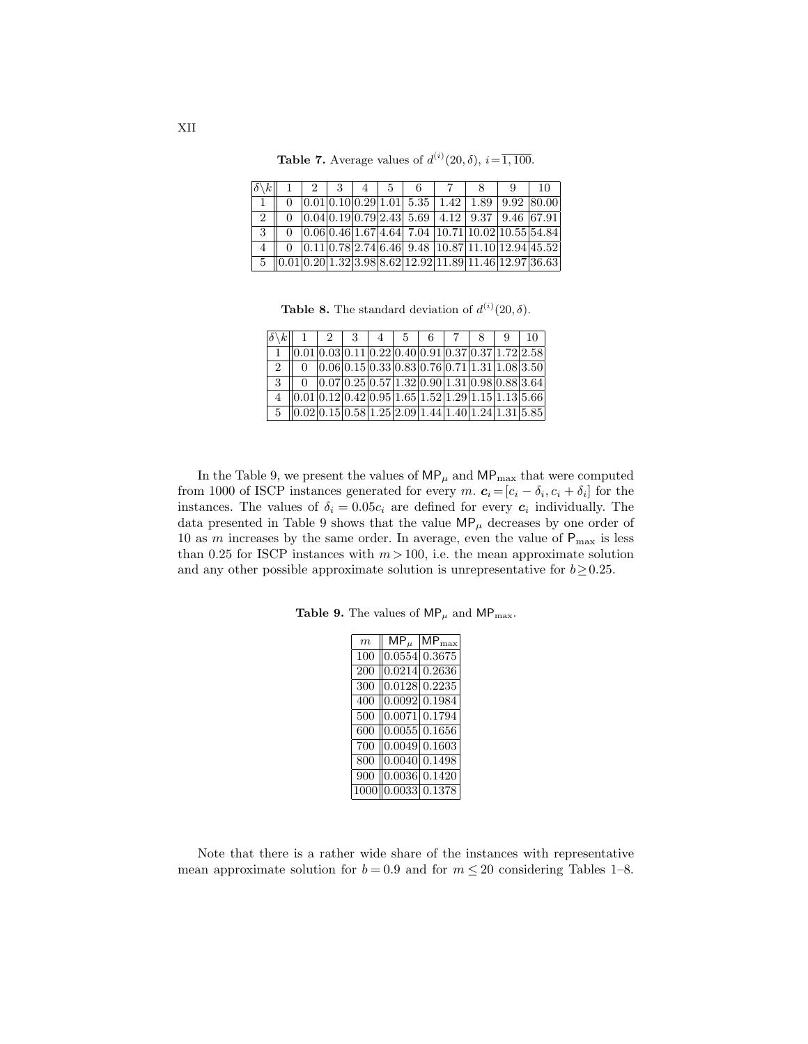**Table 7.** Average values of $d^{(i)}(20, \delta)$, $i = \overline{1, 100}$.

| $\delta \backslash k$ | 1 | 2 | 3 | 4 | 5 | 6 | 7 | 8 | 9 | 10 |
|---|---|---|---|---|---|---|---|---|---|---|
| 1 | 0 | 0.01 | 0.10 | 0.29 | 1.01 | 5.35 | 1.42 | 1.89 | 9.92 | 80.00 |
| 2 | 0 | 0.04 | 0.19 | 0.79 | 2.43 | 5.69 | 4.12 | 9.37 | 9.46 | 67.91 |
| 3 | 0 | 0.06 | 0.46 | 1.67 | 4.64 | 7.04 | 10.71 | 10.02 | 10.55 | 54.84 |
| 4 | 0 | 0.11 | 0.78 | 2.74 | 6.46 | 9.48 | 10.87 | 11.10 | 12.94 | 45.52 |
| 5 | 0.01 | 0.20 | 1.32 | 3.98 | 8.62 | 12.92 | 11.89 | 11.46 | 12.97 | 36.63 |

**Table 8.** The standard deviation of $d^{(i)}(20, \delta)$.

| $\delta \backslash k$ | 1 | 2 | 3 | 4 | 5 | 6 | 7 | 8 | 9 | 10 |
|---|---|---|---|---|---|---|---|---|---|---|
| 1 | 0.01 | 0.03 | 0.11 | 0.22 | 0.40 | 0.91 | 0.37 | 0.37 | 1.72 | 2.58 |
| 2 | 0 | 0.06 | 0.15 | 0.33 | 0.83 | 0.76 | 0.71 | 1.31 | 1.08 | 3.50 |
| 3 | 0 | 0.07 | 0.25 | 0.57 | 1.32 | 0.90 | 1.31 | 0.98 | 0.88 | 3.64 |
| 4 | 0.01 | 0.12 | 0.42 | 0.95 | 1.65 | 1.52 | 1.29 | 1.15 | 1.13 | 5.66 |
| 5 | 0.02 | 0.15 | 0.58 | 1.25 | 2.09 | 1.44 | 1.40 | 1.24 | 1.31 | 5.85 |

In the Table 9, we present the values of $\mathsf{MP}_\mu$ and $\mathsf{MP}_{\max}$ that were computed from 1000 of ISCP instances generated for every $m$. $\boldsymbol{c}_i = [c_i - \delta_i, c_i + \delta_i]$ for the instances. The values of $\delta_i = 0.05 c_i$ are defined for every $\boldsymbol{c}_i$ individually. The data presented in Table 9 shows that the value $\mathsf{MP}_\mu$ decreases by one order of 10 as $m$ increases by the same order. In average, even the value of $\mathsf{P}_{\max}$ is less than 0.25 for ISCP instances with $m > 100$, i.e. the mean approximate solution and any other possible approximate solution is unrepresentative for $b \geq 0.25$.

**Table 9.** The values of $\mathsf{MP}_\mu$ and $\mathsf{MP}_{\max}$.

| $m$ | $\mathsf{MP}_\mu$ | $\mathsf{MP}_{\max}$ |
|---|---|---|
| 100 | 0.0554 | 0.3675 |
| 200 | 0.0214 | 0.2636 |
| 300 | 0.0128 | 0.2235 |
| 400 | 0.0092 | 0.1984 |
| 500 | 0.0071 | 0.1794 |
| 600 | 0.0055 | 0.1656 |
| 700 | 0.0049 | 0.1603 |
| 800 | 0.0040 | 0.1498 |
| 900 | 0.0036 | 0.1420 |
| 1000 | 0.0033 | 0.1378 |

Note that there is a rather wide share of the instances with representative mean approximate solution for $b = 0.9$ and for $m \leq 20$ considering Tables 1–8.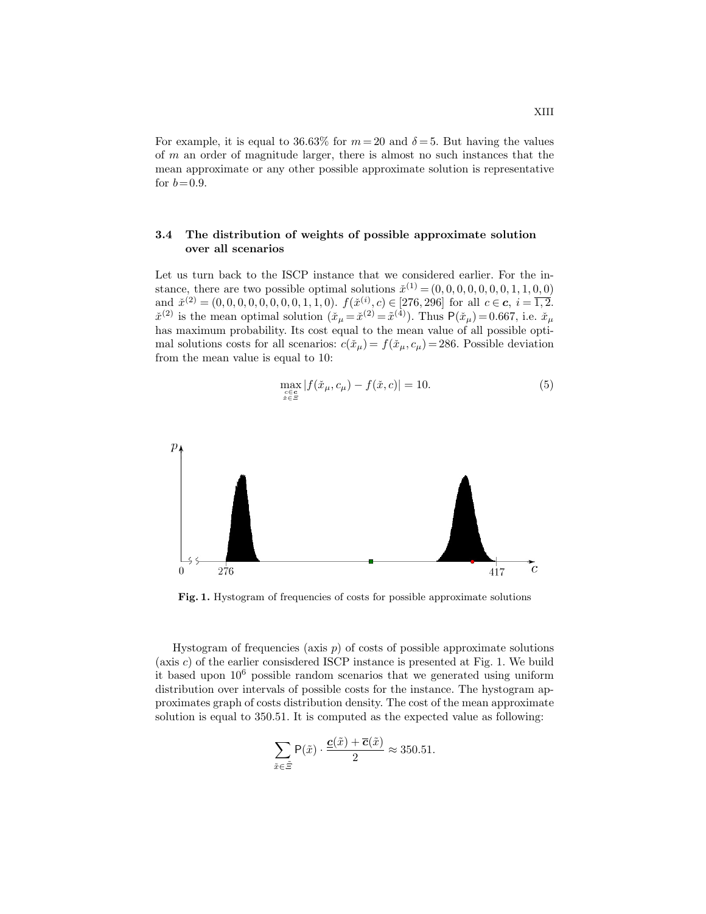For example, it is equal to 36.63% for $m = 20$ and $\delta = 5$. But having the values of $m$ an order of magnitude larger, there is almost no such instances that the mean approximate or any other possible approximate solution is representative for $b = 0.9$.

### 3.4 The distribution of weights of possible approximate solution over all scenarios

Let us turn back to the ISCP instance that we considered earlier. For the instance, there are two possible optimal solutions $\check{x}^{(1)} = (0,0,0,0,0,0,0,1,1,0,0)$ and $\check{x}^{(2)} = (0,0,0,0,0,0,0,0,1,1,0)$. $f(\check{x}^{(i)}, c) \in [276, 296]$ for all $c \in \boldsymbol{c}$, $i = \overline{1,2}$. $\check{x}^{(2)}$ is the mean optimal solution ($\check{x}_\mu = \check{x}^{(2)} = \tilde{x}^{(4)}$). Thus $\mathsf{P}(\check{x}_\mu) = 0.667$, i.e. $\check{x}_\mu$ has maximum probability. Its cost equal to the mean value of all possible optimal solutions costs for all scenarios: $c(\check{x}_\mu) = f(\check{x}_\mu, c_\mu) = 286$. Possible deviation from the mean value is equal to 10:

$$\max_{\substack{c \in \boldsymbol{c} \\ \check{x} \in \check{\Xi}}} |f(\check{x}_\mu, c_\mu) - f(\check{x}, c)| = 10. \tag{5}$$

**Fig. 1.** Hystogram of frequencies of costs for possible approximate solutions

Hystogram of frequencies (axis $p$) of costs of possible approximate solutions (axis $c$) of the earlier consisdered ISCP instance is presented at Fig. 1. We build it based upon $10^6$ possible random scenarios that we generated using uniform distribution over intervals of possible costs for the instance. The hystogram approximates graph of costs distribution density. The cost of the mean approximate solution is equal to 350.51. It is computed as the expected value as following:

$$\sum_{\tilde{x} \in \tilde{\Xi}} \mathsf{P}(\tilde{x}) \cdot \frac{\underline{\boldsymbol{c}}(\tilde{x}) + \overline{\boldsymbol{c}}(\tilde{x})}{2} \approx 350.51.$$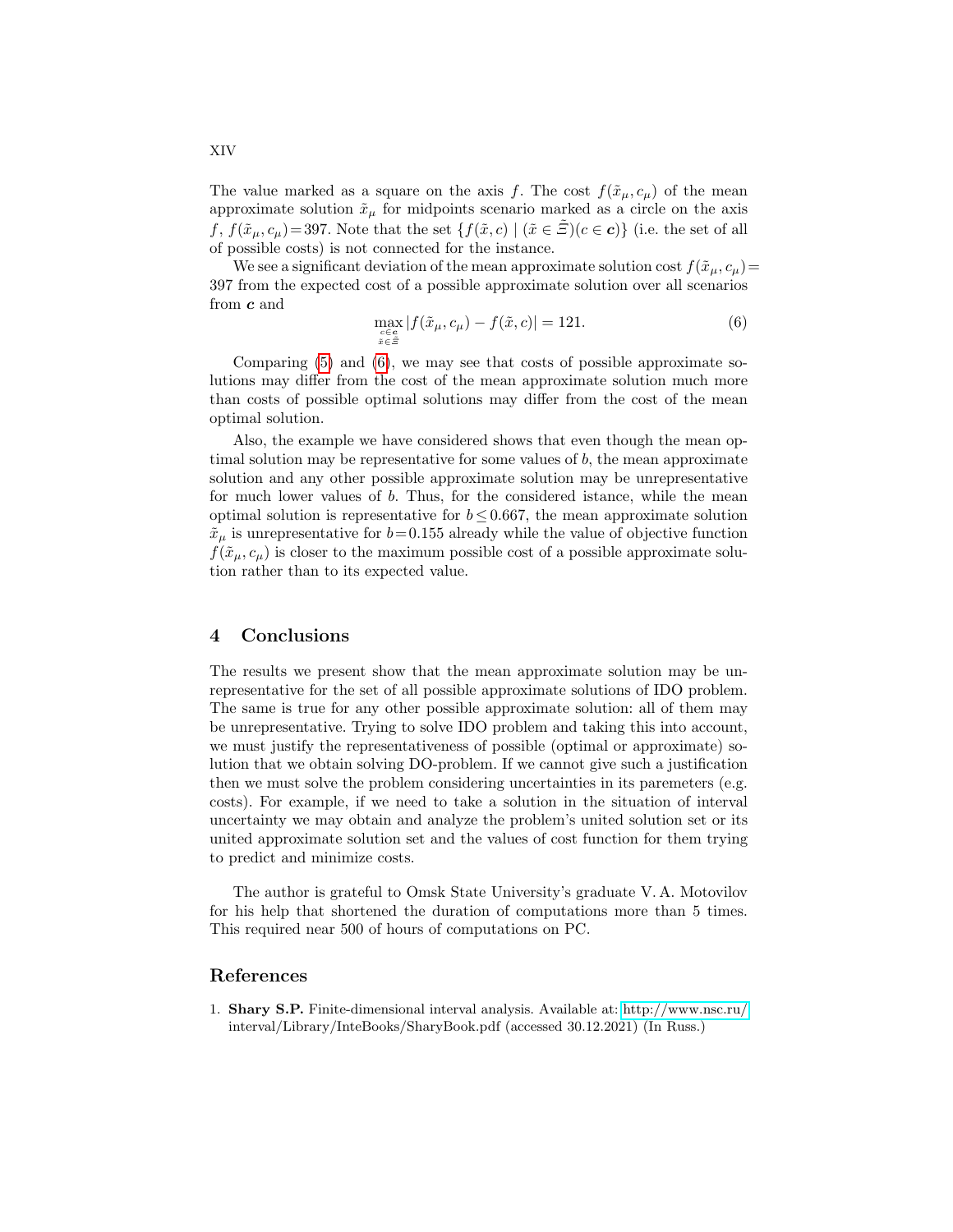The value marked as a square on the axis $f$. The cost $f(\tilde{x}_\mu, c_\mu)$ of the mean approximate solution $\tilde{x}_\mu$ for midpoints scenario marked as a circle on the axis $f$, $f(\tilde{x}_\mu, c_\mu) = 397$. Note that the set $\{f(\tilde{x}, c) \mid (\tilde{x} \in \tilde{\Xi})(c \in \boldsymbol{c})\}$ (i.e. the set of all of possible costs) is not connected for the instance.

We see a significant deviation of the mean approximate solution cost $f(\tilde{x}_\mu, c_\mu) = 397$ from the expected cost of a possible approximate solution over all scenarios from $\boldsymbol{c}$ and

$$\max_{\substack{c \in \boldsymbol{c} \\ \tilde{x} \in \tilde{\Xi}}} |f(\tilde{x}_\mu, c_\mu) - f(\tilde{x}, c)| = 121. \tag{6}$$

Comparing (5) and (6), we may see that costs of possible approximate solutions may differ from the cost of the mean approximate solution much more than costs of possible optimal solutions may differ from the cost of the mean optimal solution.

Also, the example we have considered shows that even though the mean optimal solution may be representative for some values of $b$, the mean approximate solution and any other possible approximate solution may be unrepresentative for much lower values of $b$. Thus, for the considered istance, while the mean optimal solution is representative for $b \leq 0.667$, the mean approximate solution $\tilde{x}_\mu$ is unrepresentative for $b = 0.155$ already while the value of objective function $f(\tilde{x}_\mu, c_\mu)$ is closer to the maximum possible cost of a possible approximate solution rather than to its expected value.

## 4 Conclusions

The results we present show that the mean approximate solution may be unrepresentative for the set of all possible approximate solutions of IDO problem. The same is true for any other possible approximate solution: all of them may be unrepresentative. Trying to solve IDO problem and taking this into account, we must justify the representativeness of possible (optimal or approximate) solution that we obtain solving DO-problem. If we cannot give such a justification then we must solve the problem considering uncertainties in its paremeters (e.g. costs). For example, if we need to take a solution in the situation of interval uncertainty we may obtain and analyze the problem's united solution set or its united approximate solution set and the values of cost function for them trying to predict and minimize costs.

The author is grateful to Omsk State University's graduate V. A. Motovilov for his help that shortened the duration of computations more than 5 times. This required near 500 of hours of computations on PC.

## References

1. **Shary S.P.** Finite-dimensional interval analysis. Available at: http://www.nsc.ru/interval/Library/InteBooks/SharyBook.pdf (accessed 30.12.2021) (In Russ.)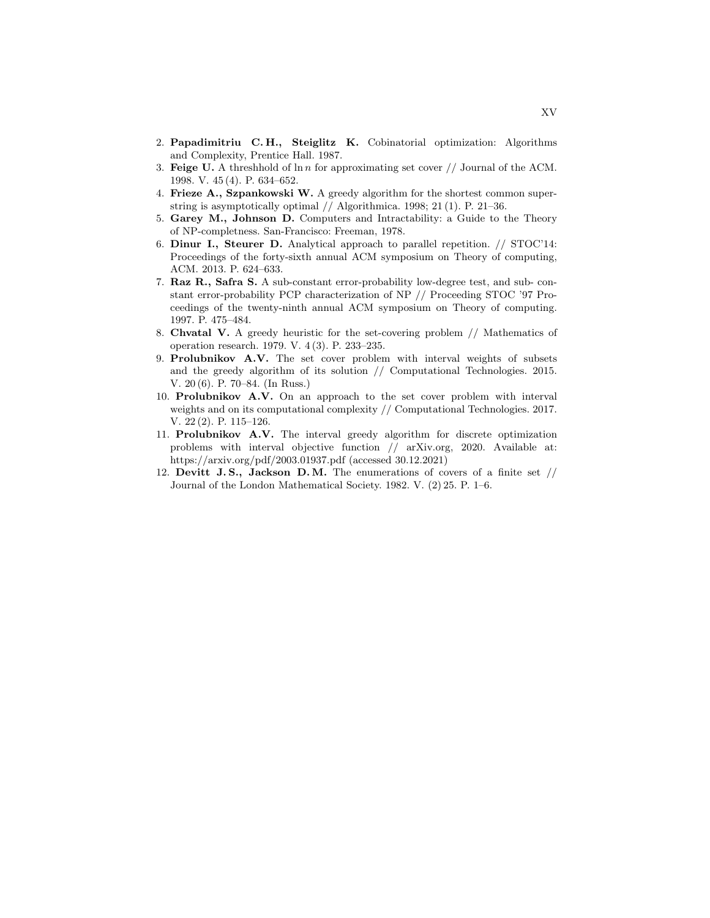2. **Papadimitriu C. H., Steiglitz K.** Cobinatorial optimization: Algorithms and Complexity, Prentice Hall. 1987.
3. **Feige U.** A threshhold of $\ln n$ for approximating set cover // Journal of the ACM. 1998. V. 45 (4). P. 634–652.
4. **Frieze A., Szpankowski W.** A greedy algorithm for the shortest common superstring is asymptotically optimal // Algorithmica. 1998; 21 (1). P. 21–36.
5. **Garey M., Johnson D.** Computers and Intractability: a Guide to the Theory of NP-completness. San-Francisco: Freeman, 1978.
6. **Dinur I., Steurer D.** Analytical approach to parallel repetition. // STOC'14: Proceedings of the forty-sixth annual ACM symposium on Theory of computing, ACM. 2013. P. 624–633.
7. **Raz R., Safra S.** A sub-constant error-probability low-degree test, and sub- constant error-probability PCP characterization of NP // Proceeding STOC '97 Proceedings of the twenty-ninth annual ACM symposium on Theory of computing. 1997. P. 475–484.
8. **Chvatal V.** A greedy heuristic for the set-covering problem // Mathematics of operation research. 1979. V. 4 (3). P. 233–235.
9. **Prolubnikov A.V.** The set cover problem with interval weights of subsets and the greedy algorithm of its solution // Computational Technologies. 2015. V. 20 (6). P. 70–84. (In Russ.)
10. **Prolubnikov A.V.** On an approach to the set cover problem with interval weights and on its computational complexity // Computational Technologies. 2017. V. 22 (2). P. 115–126.
11. **Prolubnikov A.V.** The interval greedy algorithm for discrete optimization problems with interval objective function // arXiv.org, 2020. Available at: https://arxiv.org/pdf/2003.01937.pdf (accessed 30.12.2021)
12. **Devitt J. S., Jackson D. M.** The enumerations of covers of a finite set // Journal of the London Mathematical Society. 1982. V. (2) 25. P. 1–6.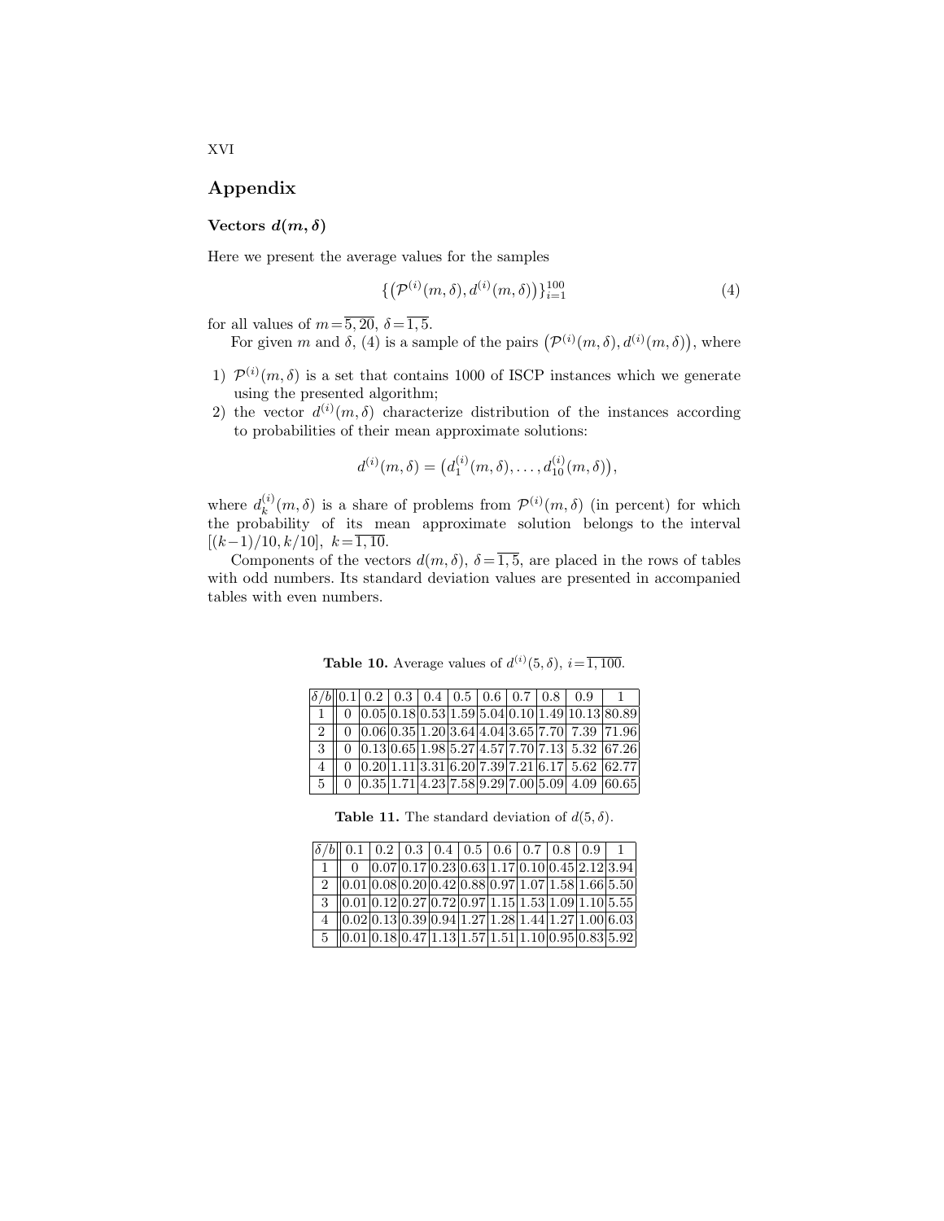## Appendix

### Vectors $d(m, \delta)$

Here we present the average values for the samples

$$\{(\mathcal{P}^{(i)}(m,\delta), d^{(i)}(m,\delta))\}_{i=1}^{100} \tag{4}$$

for all values of $m = \overline{5,20}$, $\delta = \overline{1,5}$.

For given $m$ and $\delta$, (4) is a sample of the pairs $(\mathcal{P}^{(i)}(m,\delta), d^{(i)}(m,\delta))$, where

1) $\mathcal{P}^{(i)}(m,\delta)$ is a set that contains 1000 of ISCP instances which we generate using the presented algorithm;
2) the vector $d^{(i)}(m,\delta)$ characterize distribution of the instances according to probabilities of their mean approximate solutions:

$$d^{(i)}(m,\delta) = (d_1^{(i)}(m,\delta), \ldots, d_{10}^{(i)}(m,\delta)),$$

where $d_k^{(i)}(m,\delta)$ is a share of problems from $\mathcal{P}^{(i)}(m,\delta)$ (in percent) for which the probability of its mean approximate solution belongs to the interval $[(k-1)/10, k/10]$, $k = \overline{1,10}$.

Components of the vectors $d(m,\delta)$, $\delta = \overline{1,5}$, are placed in the rows of tables with odd numbers. Its standard deviation values are presented in accompanied tables with even numbers.

**Table 10.** Average values of $d^{(i)}(5,\delta)$, $i = \overline{1,100}$.

| $\delta/b$ | 0.1 | 0.2 | 0.3 | 0.4 | 0.5 | 0.6 | 0.7 | 0.8 | 0.9 | 1 |
|---|---|---|---|---|---|---|---|---|---|---|
| 1 | 0 | 0.05 | 0.18 | 0.53 | 1.59 | 5.04 | 0.10 | 1.49 | 10.13 | 80.89 |
| 2 | 0 | 0.06 | 0.35 | 1.20 | 3.64 | 4.04 | 3.65 | 7.70 | 7.39 | 71.96 |
| 3 | 0 | 0.13 | 0.65 | 1.98 | 5.27 | 4.57 | 7.70 | 7.13 | 5.32 | 67.26 |
| 4 | 0 | 0.20 | 1.11 | 3.31 | 6.20 | 7.39 | 7.21 | 6.17 | 5.62 | 62.77 |
| 5 | 0 | 0.35 | 1.71 | 4.23 | 7.58 | 9.29 | 7.00 | 5.09 | 4.09 | 60.65 |

**Table 11.** The standard deviation of $d(5,\delta)$.

| $\delta/b$ | 0.1 | 0.2 | 0.3 | 0.4 | 0.5 | 0.6 | 0.7 | 0.8 | 0.9 | 1 |
|---|---|---|---|---|---|---|---|---|---|---|
| 1 | 0 | 0.07 | 0.17 | 0.23 | 0.63 | 1.17 | 0.10 | 0.45 | 2.12 | 3.94 |
| 2 | 0.01 | 0.08 | 0.20 | 0.42 | 0.88 | 0.97 | 1.07 | 1.58 | 1.66 | 5.50 |
| 3 | 0.01 | 0.12 | 0.27 | 0.72 | 0.97 | 1.15 | 1.53 | 1.09 | 1.10 | 5.55 |
| 4 | 0.02 | 0.13 | 0.39 | 0.94 | 1.27 | 1.28 | 1.44 | 1.27 | 1.00 | 6.03 |
| 5 | 0.01 | 0.18 | 0.47 | 1.13 | 1.57 | 1.51 | 1.10 | 0.95 | 0.83 | 5.92 |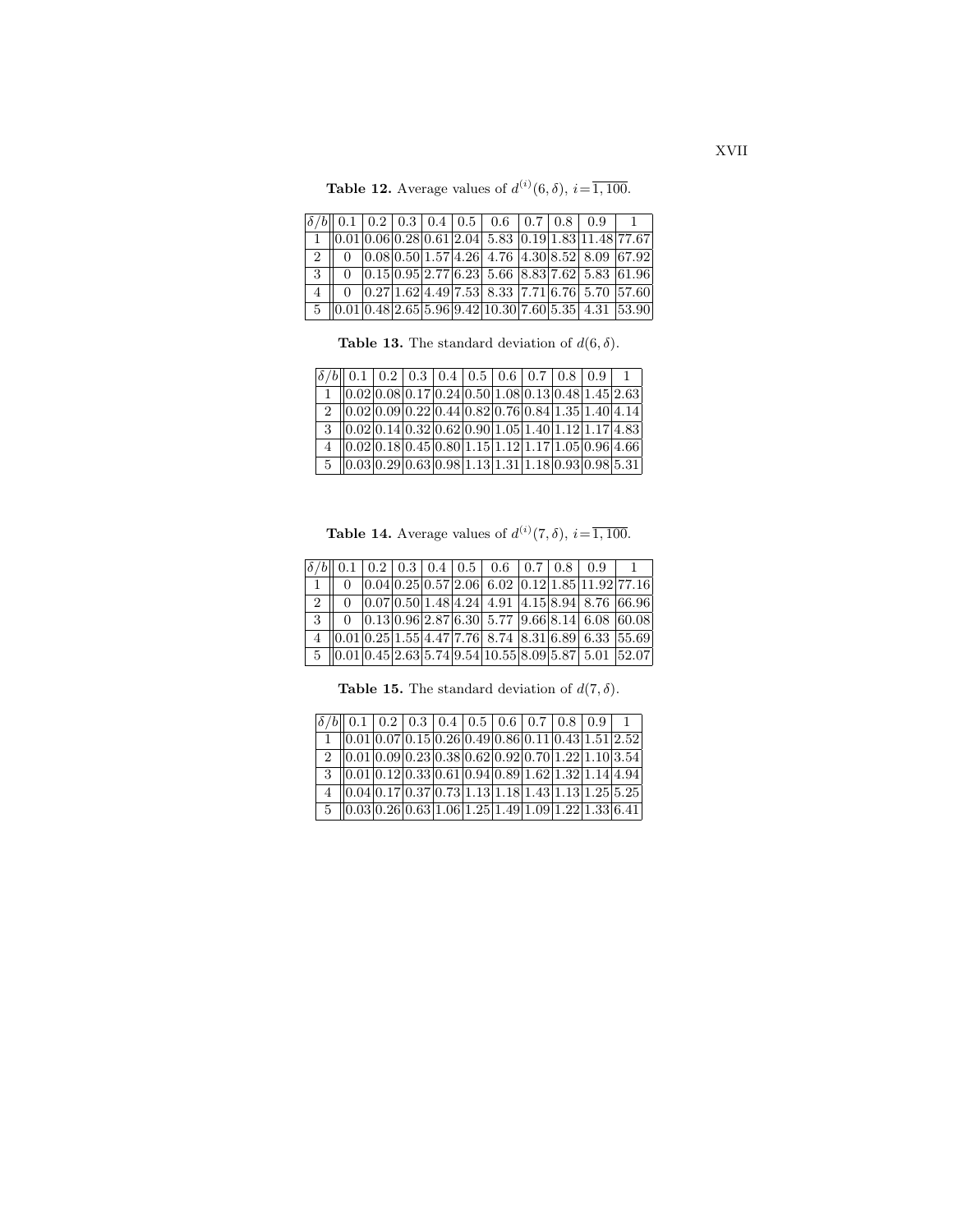**Table 12.** Average values of $d^{(i)}(6, \delta)$, $i = \overline{1, 100}$.

| $\delta/b$ | 0.1 | 0.2 | 0.3 | 0.4 | 0.5 | 0.6 | 0.7 | 0.8 | 0.9 | 1 |
|---|---|---|---|---|---|---|---|---|---|---|
| 1 | 0.01 | 0.06 | 0.28 | 0.61 | 2.04 | 5.83 | 0.19 | 1.83 | 11.48 | 77.67 |
| 2 | 0 | 0.08 | 0.50 | 1.57 | 4.26 | 4.76 | 4.30 | 8.52 | 8.09 | 67.92 |
| 3 | 0 | 0.15 | 0.95 | 2.77 | 6.23 | 5.66 | 8.83 | 7.62 | 5.83 | 61.96 |
| 4 | 0 | 0.27 | 1.62 | 4.49 | 7.53 | 8.33 | 7.71 | 6.76 | 5.70 | 57.60 |
| 5 | 0.01 | 0.48 | 2.65 | 5.96 | 9.42 | 10.30 | 7.60 | 5.35 | 4.31 | 53.90 |

**Table 13.** The standard deviation of $d(6, \delta)$.

| $\delta/b$ | 0.1 | 0.2 | 0.3 | 0.4 | 0.5 | 0.6 | 0.7 | 0.8 | 0.9 | 1 |
|---|---|---|---|---|---|---|---|---|---|---|
| 1 | 0.02 | 0.08 | 0.17 | 0.24 | 0.50 | 1.08 | 0.13 | 0.48 | 1.45 | 2.63 |
| 2 | 0.02 | 0.09 | 0.22 | 0.44 | 0.82 | 0.76 | 0.84 | 1.35 | 1.40 | 4.14 |
| 3 | 0.02 | 0.14 | 0.32 | 0.62 | 0.90 | 1.05 | 1.40 | 1.12 | 1.17 | 4.83 |
| 4 | 0.02 | 0.18 | 0.45 | 0.80 | 1.15 | 1.12 | 1.17 | 1.05 | 0.96 | 4.66 |
| 5 | 0.03 | 0.29 | 0.63 | 0.98 | 1.13 | 1.31 | 1.18 | 0.93 | 0.98 | 5.31 |

**Table 14.** Average values of $d^{(i)}(7, \delta)$, $i = \overline{1, 100}$.

| $\delta/b$ | 0.1 | 0.2 | 0.3 | 0.4 | 0.5 | 0.6 | 0.7 | 0.8 | 0.9 | 1 |
|---|---|---|---|---|---|---|---|---|---|---|
| 1 | 0 | 0.04 | 0.25 | 0.57 | 2.06 | 6.02 | 0.12 | 1.85 | 11.92 | 77.16 |
| 2 | 0 | 0.07 | 0.50 | 1.48 | 4.24 | 4.91 | 4.15 | 8.94 | 8.76 | 66.96 |
| 3 | 0 | 0.13 | 0.96 | 2.87 | 6.30 | 5.77 | 9.66 | 8.14 | 6.08 | 60.08 |
| 4 | 0.01 | 0.25 | 1.55 | 4.47 | 7.76 | 8.74 | 8.31 | 6.89 | 6.33 | 55.69 |
| 5 | 0.01 | 0.45 | 2.63 | 5.74 | 9.54 | 10.55 | 8.09 | 5.87 | 5.01 | 52.07 |

**Table 15.** The standard deviation of $d(7, \delta)$.

| $\delta/b$ | 0.1 | 0.2 | 0.3 | 0.4 | 0.5 | 0.6 | 0.7 | 0.8 | 0.9 | 1 |
|---|---|---|---|---|---|---|---|---|---|---|
| 1 | 0.01 | 0.07 | 0.15 | 0.26 | 0.49 | 0.86 | 0.11 | 0.43 | 1.51 | 2.52 |
| 2 | 0.01 | 0.09 | 0.23 | 0.38 | 0.62 | 0.92 | 0.70 | 1.22 | 1.10 | 3.54 |
| 3 | 0.01 | 0.12 | 0.33 | 0.61 | 0.94 | 0.89 | 1.62 | 1.32 | 1.14 | 4.94 |
| 4 | 0.04 | 0.17 | 0.37 | 0.73 | 1.13 | 1.18 | 1.43 | 1.13 | 1.25 | 5.25 |
| 5 | 0.03 | 0.26 | 0.63 | 1.06 | 1.25 | 1.49 | 1.09 | 1.22 | 1.33 | 6.41 |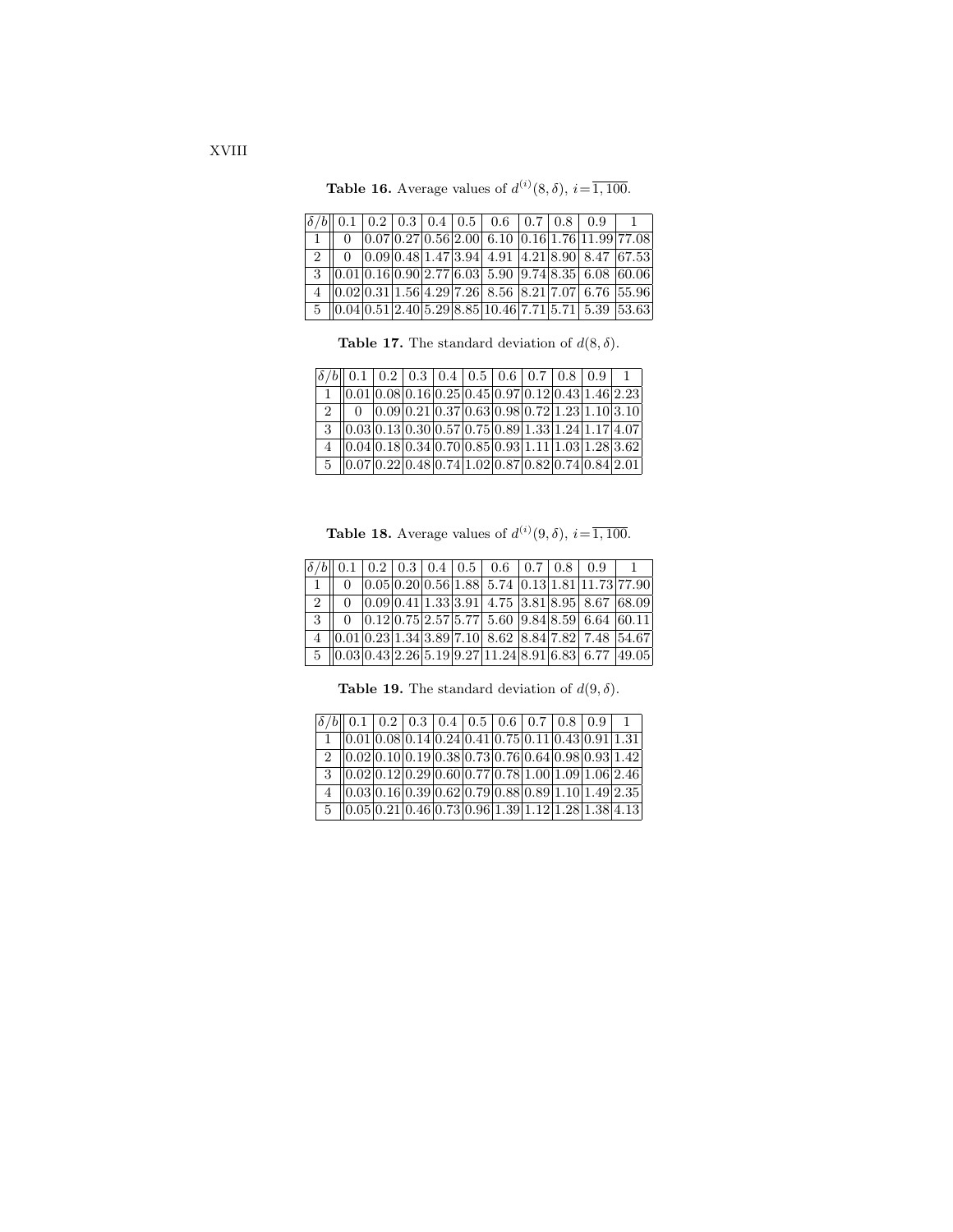**Table 16.** Average values of $d^{(i)}(8, \delta)$, $i = \overline{1, 100}$.

| $\delta/b$ | 0.1 | 0.2 | 0.3 | 0.4 | 0.5 | 0.6 | 0.7 | 0.8 | 0.9 | 1 |
|---|---|---|---|---|---|---|---|---|---|---|
| 1 | 0 | 0.07 | 0.27 | 0.56 | 2.00 | 6.10 | 0.16 | 1.76 | 11.99 | 77.08 |
| 2 | 0 | 0.09 | 0.48 | 1.47 | 3.94 | 4.91 | 4.21 | 8.90 | 8.47 | 67.53 |
| 3 | 0.01 | 0.16 | 0.90 | 2.77 | 6.03 | 5.90 | 9.74 | 8.35 | 6.08 | 60.06 |
| 4 | 0.02 | 0.31 | 1.56 | 4.29 | 7.26 | 8.56 | 8.21 | 7.07 | 6.76 | 55.96 |
| 5 | 0.04 | 0.51 | 2.40 | 5.29 | 8.85 | 10.46 | 7.71 | 5.71 | 5.39 | 53.63 |

**Table 17.** The standard deviation of $d(8, \delta)$.

| $\delta/b$ | 0.1 | 0.2 | 0.3 | 0.4 | 0.5 | 0.6 | 0.7 | 0.8 | 0.9 | 1 |
|---|---|---|---|---|---|---|---|---|---|---|
| 1 | 0.01 | 0.08 | 0.16 | 0.25 | 0.45 | 0.97 | 0.12 | 0.43 | 1.46 | 2.23 |
| 2 | 0 | 0.09 | 0.21 | 0.37 | 0.63 | 0.98 | 0.72 | 1.23 | 1.10 | 3.10 |
| 3 | 0.03 | 0.13 | 0.30 | 0.57 | 0.75 | 0.89 | 1.33 | 1.24 | 1.17 | 4.07 |
| 4 | 0.04 | 0.18 | 0.34 | 0.70 | 0.85 | 0.93 | 1.11 | 1.03 | 1.28 | 3.62 |
| 5 | 0.07 | 0.22 | 0.48 | 0.74 | 1.02 | 0.87 | 0.82 | 0.74 | 0.84 | 2.01 |

**Table 18.** Average values of $d^{(i)}(9, \delta)$, $i = \overline{1, 100}$.

| $\delta/b$ | 0.1 | 0.2 | 0.3 | 0.4 | 0.5 | 0.6 | 0.7 | 0.8 | 0.9 | 1 |
|---|---|---|---|---|---|---|---|---|---|---|
| 1 | 0 | 0.05 | 0.20 | 0.56 | 1.88 | 5.74 | 0.13 | 1.81 | 11.73 | 77.90 |
| 2 | 0 | 0.09 | 0.41 | 1.33 | 3.91 | 4.75 | 3.81 | 8.95 | 8.67 | 68.09 |
| 3 | 0 | 0.12 | 0.75 | 2.57 | 5.77 | 5.60 | 9.84 | 8.59 | 6.64 | 60.11 |
| 4 | 0.01 | 0.23 | 1.34 | 3.89 | 7.10 | 8.62 | 8.84 | 7.82 | 7.48 | 54.67 |
| 5 | 0.03 | 0.43 | 2.26 | 5.19 | 9.27 | 11.24 | 8.91 | 6.83 | 6.77 | 49.05 |

**Table 19.** The standard deviation of $d(9, \delta)$.

| $\delta/b$ | 0.1 | 0.2 | 0.3 | 0.4 | 0.5 | 0.6 | 0.7 | 0.8 | 0.9 | 1 |
|---|---|---|---|---|---|---|---|---|---|---|
| 1 | 0.01 | 0.08 | 0.14 | 0.24 | 0.41 | 0.75 | 0.11 | 0.43 | 0.91 | 1.31 |
| 2 | 0.02 | 0.10 | 0.19 | 0.38 | 0.73 | 0.76 | 0.64 | 0.98 | 0.93 | 1.42 |
| 3 | 0.02 | 0.12 | 0.29 | 0.60 | 0.77 | 0.78 | 1.00 | 1.09 | 1.06 | 2.46 |
| 4 | 0.03 | 0.16 | 0.39 | 0.62 | 0.79 | 0.88 | 0.89 | 1.10 | 1.49 | 2.35 |
| 5 | 0.05 | 0.21 | 0.46 | 0.73 | 0.96 | 1.39 | 1.12 | 1.28 | 1.38 | 4.13 |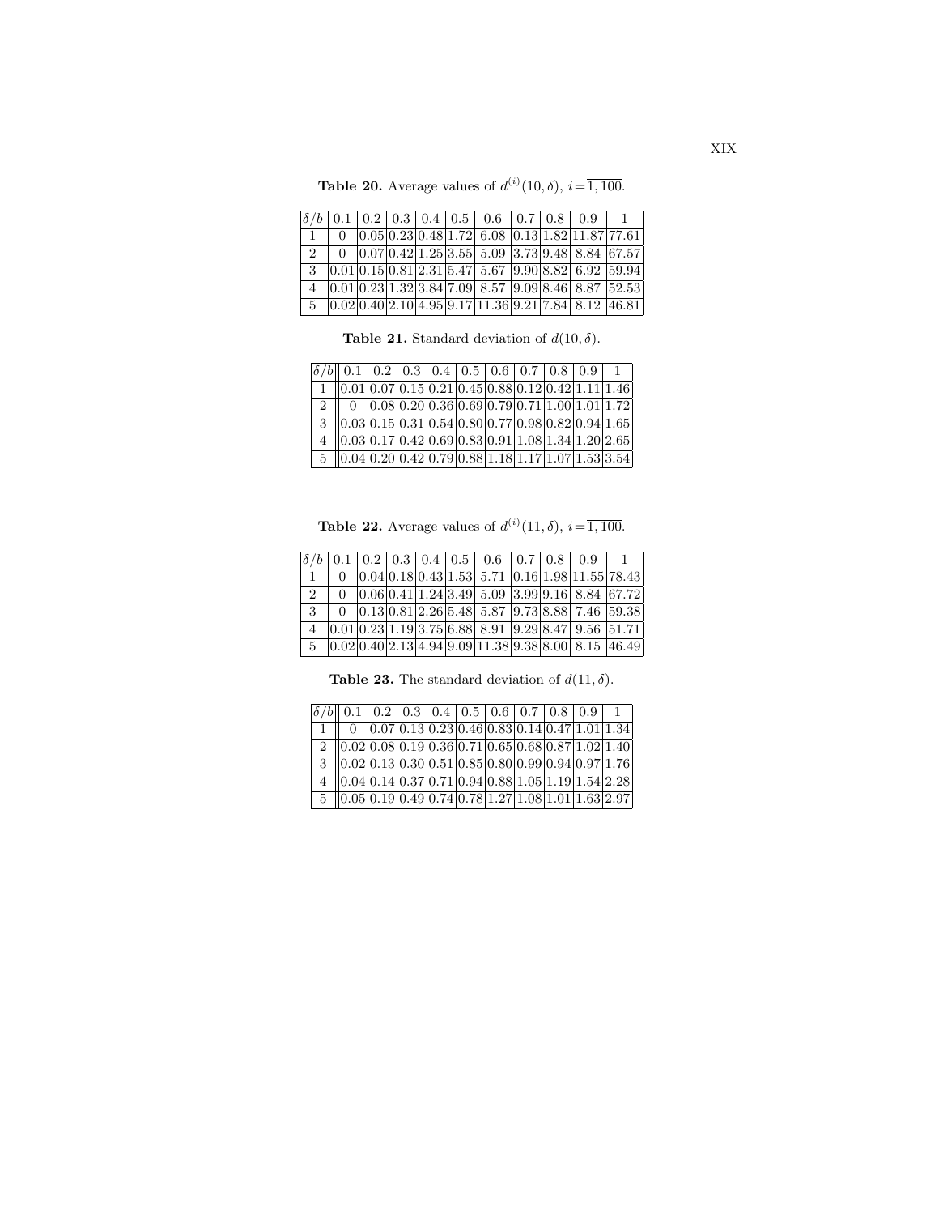**Table 20.** Average values of $d^{(i)}(10, \delta)$, $i = \overline{1, 100}$.

| $\delta/b$ | 0.1 | 0.2 | 0.3 | 0.4 | 0.5 | 0.6 | 0.7 | 0.8 | 0.9 | 1 |
|---|---|---|---|---|---|---|---|---|---|---|
| 1 | 0 | 0.05 | 0.23 | 0.48 | 1.72 | 6.08 | 0.13 | 1.82 | 11.87 | 77.61 |
| 2 | 0 | 0.07 | 0.42 | 1.25 | 3.55 | 5.09 | 3.73 | 9.48 | 8.84 | 67.57 |
| 3 | 0.01 | 0.15 | 0.81 | 2.31 | 5.47 | 5.67 | 9.90 | 8.82 | 6.92 | 59.94 |
| 4 | 0.01 | 0.23 | 1.32 | 3.84 | 7.09 | 8.57 | 9.09 | 8.46 | 8.87 | 52.53 |
| 5 | 0.02 | 0.40 | 2.10 | 4.95 | 9.17 | 11.36 | 9.21 | 7.84 | 8.12 | 46.81 |

**Table 21.** Standard deviation of $d(10, \delta)$.

| $\delta/b$ | 0.1 | 0.2 | 0.3 | 0.4 | 0.5 | 0.6 | 0.7 | 0.8 | 0.9 | 1 |
|---|---|---|---|---|---|---|---|---|---|---|
| 1 | 0.01 | 0.07 | 0.15 | 0.21 | 0.45 | 0.88 | 0.12 | 0.42 | 1.11 | 1.46 |
| 2 | 0 | 0.08 | 0.20 | 0.36 | 0.69 | 0.79 | 0.71 | 1.00 | 1.01 | 1.72 |
| 3 | 0.03 | 0.15 | 0.31 | 0.54 | 0.80 | 0.77 | 0.98 | 0.82 | 0.94 | 1.65 |
| 4 | 0.03 | 0.17 | 0.42 | 0.69 | 0.83 | 0.91 | 1.08 | 1.34 | 1.20 | 2.65 |
| 5 | 0.04 | 0.20 | 0.42 | 0.79 | 0.88 | 1.18 | 1.17 | 1.07 | 1.53 | 3.54 |

**Table 22.** Average values of $d^{(i)}(11, \delta)$, $i = \overline{1, 100}$.

| $\delta/b$ | 0.1 | 0.2 | 0.3 | 0.4 | 0.5 | 0.6 | 0.7 | 0.8 | 0.9 | 1 |
|---|---|---|---|---|---|---|---|---|---|---|
| 1 | 0 | 0.04 | 0.18 | 0.43 | 1.53 | 5.71 | 0.16 | 1.98 | 11.55 | 78.43 |
| 2 | 0 | 0.06 | 0.41 | 1.24 | 3.49 | 5.09 | 3.99 | 9.16 | 8.84 | 67.72 |
| 3 | 0 | 0.13 | 0.81 | 2.26 | 5.48 | 5.87 | 9.73 | 8.88 | 7.46 | 59.38 |
| 4 | 0.01 | 0.23 | 1.19 | 3.75 | 6.88 | 8.91 | 9.29 | 8.47 | 9.56 | 51.71 |
| 5 | 0.02 | 0.40 | 2.13 | 4.94 | 9.09 | 11.38 | 9.38 | 8.00 | 8.15 | 46.49 |

**Table 23.** The standard deviation of $d(11, \delta)$.

| $\delta/b$ | 0.1 | 0.2 | 0.3 | 0.4 | 0.5 | 0.6 | 0.7 | 0.8 | 0.9 | 1 |
|---|---|---|---|---|---|---|---|---|---|---|
| 1 | 0 | 0.07 | 0.13 | 0.23 | 0.46 | 0.83 | 0.14 | 0.47 | 1.01 | 1.34 |
| 2 | 0.02 | 0.08 | 0.19 | 0.36 | 0.71 | 0.65 | 0.68 | 0.87 | 1.02 | 1.40 |
| 3 | 0.02 | 0.13 | 0.30 | 0.51 | 0.85 | 0.80 | 0.99 | 0.94 | 0.97 | 1.76 |
| 4 | 0.04 | 0.14 | 0.37 | 0.71 | 0.94 | 0.88 | 1.05 | 1.19 | 1.54 | 2.28 |
| 5 | 0.05 | 0.19 | 0.49 | 0.74 | 0.78 | 1.27 | 1.08 | 1.01 | 1.63 | 2.97 |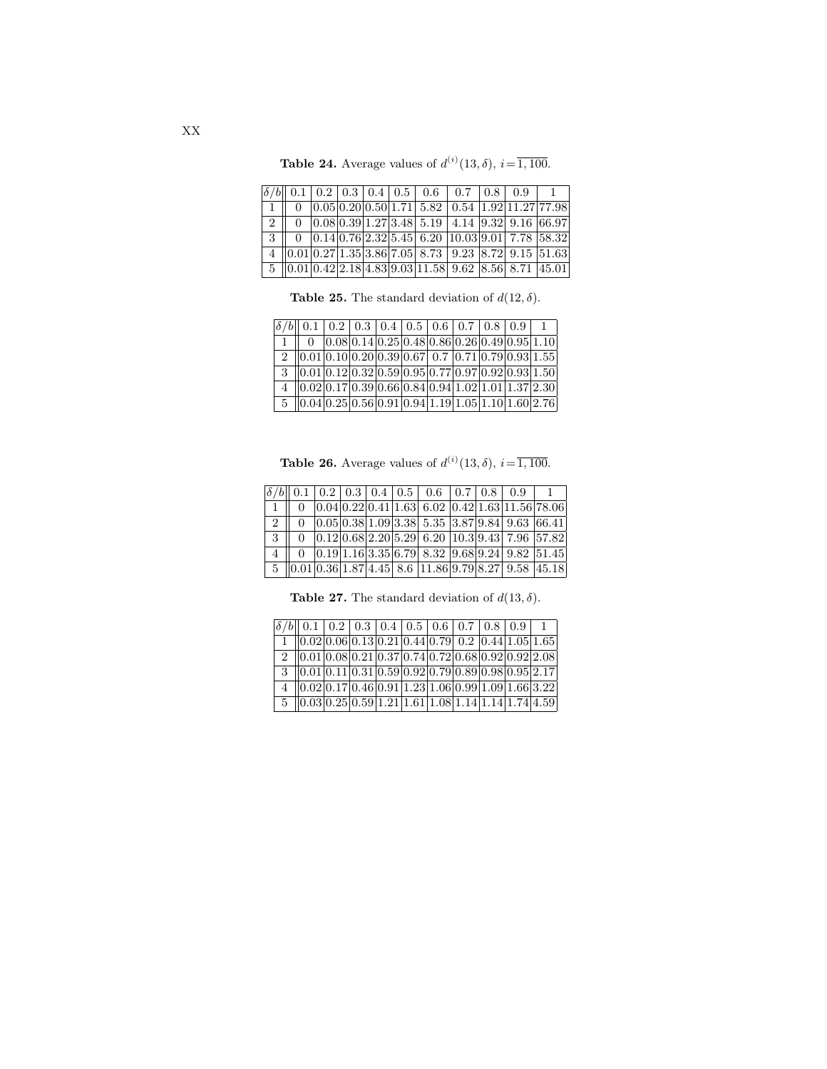**Table 24.** Average values of $d^{(i)}(13, \delta)$, $i = \overline{1, 100}$.

| $\delta/b$ | 0.1 | 0.2 | 0.3 | 0.4 | 0.5 | 0.6 | 0.7 | 0.8 | 0.9 | 1 |
|---|---|---|---|---|---|---|---|---|---|---|
| 1 | 0 | 0.05 | 0.20 | 0.50 | 1.71 | 5.82 | 0.54 | 1.92 | 11.27 | 77.98 |
| 2 | 0 | 0.08 | 0.39 | 1.27 | 3.48 | 5.19 | 4.14 | 9.32 | 9.16 | 66.97 |
| 3 | 0 | 0.14 | 0.76 | 2.32 | 5.45 | 6.20 | 10.03 | 9.01 | 7.78 | 58.32 |
| 4 | 0.01 | 0.27 | 1.35 | 3.86 | 7.05 | 8.73 | 9.23 | 8.72 | 9.15 | 51.63 |
| 5 | 0.01 | 0.42 | 2.18 | 4.83 | 9.03 | 11.58 | 9.62 | 8.56 | 8.71 | 45.01 |

**Table 25.** The standard deviation of $d(12, \delta)$.

| $\delta/b$ | 0.1 | 0.2 | 0.3 | 0.4 | 0.5 | 0.6 | 0.7 | 0.8 | 0.9 | 1 |
|---|---|---|---|---|---|---|---|---|---|---|
| 1 | 0 | 0.08 | 0.14 | 0.25 | 0.48 | 0.86 | 0.26 | 0.49 | 0.95 | 1.10 |
| 2 | 0.01 | 0.10 | 0.20 | 0.39 | 0.67 | 0.7 | 0.71 | 0.79 | 0.93 | 1.55 |
| 3 | 0.01 | 0.12 | 0.32 | 0.59 | 0.95 | 0.77 | 0.97 | 0.92 | 0.93 | 1.50 |
| 4 | 0.02 | 0.17 | 0.39 | 0.66 | 0.84 | 0.94 | 1.02 | 1.01 | 1.37 | 2.30 |
| 5 | 0.04 | 0.25 | 0.56 | 0.91 | 0.94 | 1.19 | 1.05 | 1.10 | 1.60 | 2.76 |

**Table 26.** Average values of $d^{(i)}(13, \delta)$, $i = \overline{1, 100}$.

| $\delta/b$ | 0.1 | 0.2 | 0.3 | 0.4 | 0.5 | 0.6 | 0.7 | 0.8 | 0.9 | 1 |
|---|---|---|---|---|---|---|---|---|---|---|
| 1 | 0 | 0.04 | 0.22 | 0.41 | 1.63 | 6.02 | 0.42 | 1.63 | 11.56 | 78.06 |
| 2 | 0 | 0.05 | 0.38 | 1.09 | 3.38 | 5.35 | 3.87 | 9.84 | 9.63 | 66.41 |
| 3 | 0 | 0.12 | 0.68 | 2.20 | 5.29 | 6.20 | 10.3 | 9.43 | 7.96 | 57.82 |
| 4 | 0 | 0.19 | 1.16 | 3.35 | 6.79 | 8.32 | 9.68 | 9.24 | 9.82 | 51.45 |
| 5 | 0.01 | 0.36 | 1.87 | 4.45 | 8.6 | 11.86 | 9.79 | 8.27 | 9.58 | 45.18 |

**Table 27.** The standard deviation of $d(13, \delta)$.

| $\delta/b$ | 0.1 | 0.2 | 0.3 | 0.4 | 0.5 | 0.6 | 0.7 | 0.8 | 0.9 | 1 |
|---|---|---|---|---|---|---|---|---|---|---|
| 1 | 0.02 | 0.06 | 0.13 | 0.21 | 0.44 | 0.79 | 0.2 | 0.44 | 1.05 | 1.65 |
| 2 | 0.01 | 0.08 | 0.21 | 0.37 | 0.74 | 0.72 | 0.68 | 0.92 | 0.92 | 2.08 |
| 3 | 0.01 | 0.11 | 0.31 | 0.59 | 0.92 | 0.79 | 0.89 | 0.98 | 0.95 | 2.17 |
| 4 | 0.02 | 0.17 | 0.46 | 0.91 | 1.23 | 1.06 | 0.99 | 1.09 | 1.66 | 3.22 |
| 5 | 0.03 | 0.25 | 0.59 | 1.21 | 1.61 | 1.08 | 1.14 | 1.14 | 1.74 | 4.59 |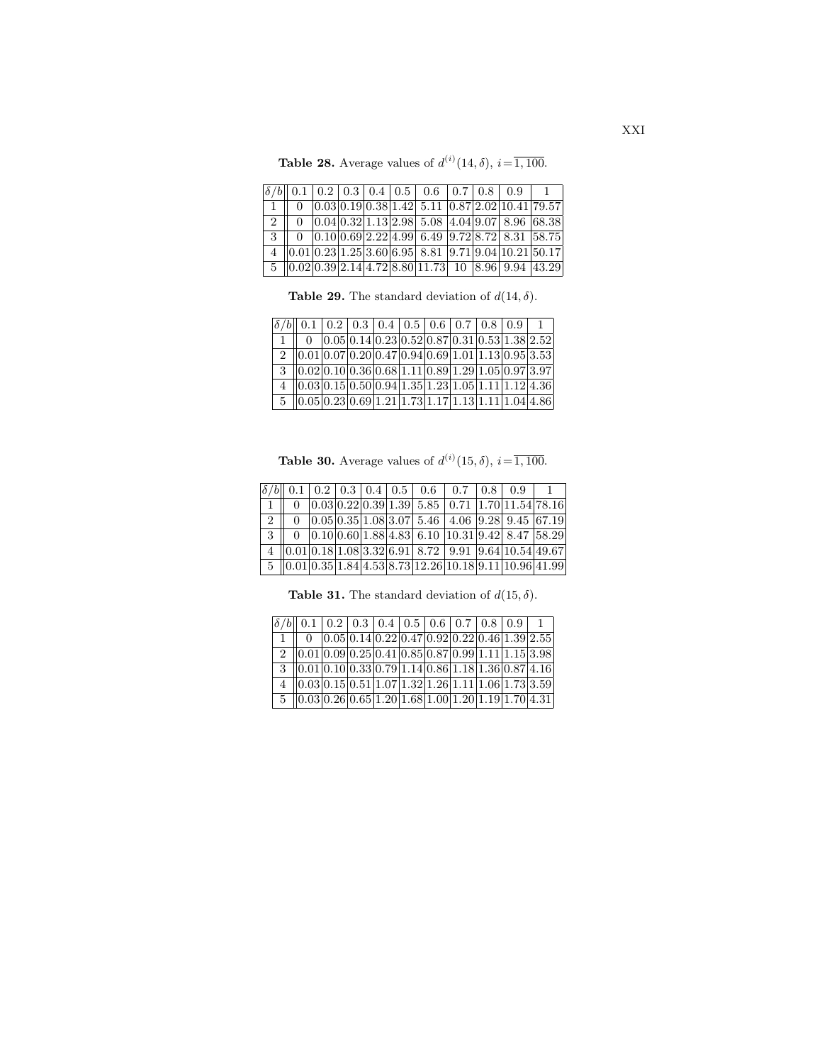**Table 28.** Average values of $d^{(i)}(14, \delta)$, $i = \overline{1, 100}$.

| $\delta/b$ | 0.1 | 0.2 | 0.3 | 0.4 | 0.5 | 0.6 | 0.7 | 0.8 | 0.9 | 1 |
|---|---|---|---|---|---|---|---|---|---|---|
| 1 | 0 | 0.03 | 0.19 | 0.38 | 1.42 | 5.11 | 0.87 | 2.02 | 10.41 | 79.57 |
| 2 | 0 | 0.04 | 0.32 | 1.13 | 2.98 | 5.08 | 4.04 | 9.07 | 8.96 | 68.38 |
| 3 | 0 | 0.10 | 0.69 | 2.22 | 4.99 | 6.49 | 9.72 | 8.72 | 8.31 | 58.75 |
| 4 | 0.01 | 0.23 | 1.25 | 3.60 | 6.95 | 8.81 | 9.71 | 9.04 | 10.21 | 50.17 |
| 5 | 0.02 | 0.39 | 2.14 | 4.72 | 8.80 | 11.73 | 10 | 8.96 | 9.94 | 43.29 |

**Table 29.** The standard deviation of $d(14, \delta)$.

| $\delta/b$ | 0.1 | 0.2 | 0.3 | 0.4 | 0.5 | 0.6 | 0.7 | 0.8 | 0.9 | 1 |
|---|---|---|---|---|---|---|---|---|---|---|
| 1 | 0 | 0.05 | 0.14 | 0.23 | 0.52 | 0.87 | 0.31 | 0.53 | 1.38 | 2.52 |
| 2 | 0.01 | 0.07 | 0.20 | 0.47 | 0.94 | 0.69 | 1.01 | 1.13 | 0.95 | 3.53 |
| 3 | 0.02 | 0.10 | 0.36 | 0.68 | 1.11 | 0.89 | 1.29 | 1.05 | 0.97 | 3.97 |
| 4 | 0.03 | 0.15 | 0.50 | 0.94 | 1.35 | 1.23 | 1.05 | 1.11 | 1.12 | 4.36 |
| 5 | 0.05 | 0.23 | 0.69 | 1.21 | 1.73 | 1.17 | 1.13 | 1.11 | 1.04 | 4.86 |

**Table 30.** Average values of $d^{(i)}(15, \delta)$, $i = \overline{1, 100}$.

| $\delta/b$ | 0.1 | 0.2 | 0.3 | 0.4 | 0.5 | 0.6 | 0.7 | 0.8 | 0.9 | 1 |
|---|---|---|---|---|---|---|---|---|---|---|
| 1 | 0 | 0.03 | 0.22 | 0.39 | 1.39 | 5.85 | 0.71 | 1.70 | 11.54 | 78.16 |
| 2 | 0 | 0.05 | 0.35 | 1.08 | 3.07 | 5.46 | 4.06 | 9.28 | 9.45 | 67.19 |
| 3 | 0 | 0.10 | 0.60 | 1.88 | 4.83 | 6.10 | 10.31 | 9.42 | 8.47 | 58.29 |
| 4 | 0.01 | 0.18 | 1.08 | 3.32 | 6.91 | 8.72 | 9.91 | 9.64 | 10.54 | 49.67 |
| 5 | 0.01 | 0.35 | 1.84 | 4.53 | 8.73 | 12.26 | 10.18 | 9.11 | 10.96 | 41.99 |

**Table 31.** The standard deviation of $d(15, \delta)$.

| $\delta/b$ | 0.1 | 0.2 | 0.3 | 0.4 | 0.5 | 0.6 | 0.7 | 0.8 | 0.9 | 1 |
|---|---|---|---|---|---|---|---|---|---|---|
| 1 | 0 | 0.05 | 0.14 | 0.22 | 0.47 | 0.92 | 0.22 | 0.46 | 1.39 | 2.55 |
| 2 | 0.01 | 0.09 | 0.25 | 0.41 | 0.85 | 0.87 | 0.99 | 1.11 | 1.15 | 3.98 |
| 3 | 0.01 | 0.10 | 0.33 | 0.79 | 1.14 | 0.86 | 1.18 | 1.36 | 0.87 | 4.16 |
| 4 | 0.03 | 0.15 | 0.51 | 1.07 | 1.32 | 1.26 | 1.11 | 1.06 | 1.73 | 3.59 |
| 5 | 0.03 | 0.26 | 0.65 | 1.20 | 1.68 | 1.00 | 1.20 | 1.19 | 1.70 | 4.31 |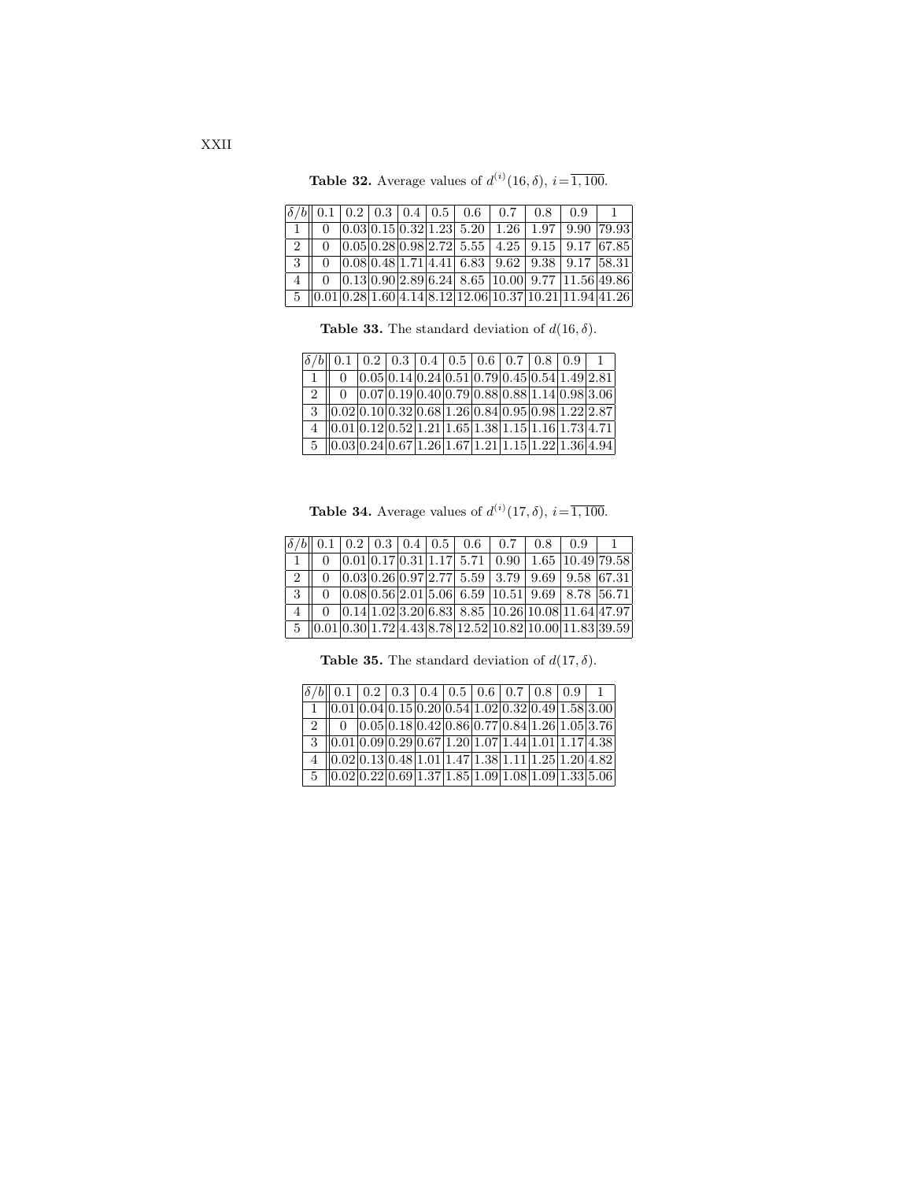**Table 32.** Average values of $d^{(i)}(16, \delta)$, $i = \overline{1, 100}$.

| $\delta/b$ | 0.1 | 0.2 | 0.3 | 0.4 | 0.5 | 0.6 | 0.7 | 0.8 | 0.9 | 1 |
|---|---|---|---|---|---|---|---|---|---|---|
| 1 | 0 | 0.03 | 0.15 | 0.32 | 1.23 | 5.20 | 1.26 | 1.97 | 9.90 | 79.93 |
| 2 | 0 | 0.05 | 0.28 | 0.98 | 2.72 | 5.55 | 4.25 | 9.15 | 9.17 | 67.85 |
| 3 | 0 | 0.08 | 0.48 | 1.71 | 4.41 | 6.83 | 9.62 | 9.38 | 9.17 | 58.31 |
| 4 | 0 | 0.13 | 0.90 | 2.89 | 6.24 | 8.65 | 10.00 | 9.77 | 11.56 | 49.86 |
| 5 | 0.01 | 0.28 | 1.60 | 4.14 | 8.12 | 12.06 | 10.37 | 10.21 | 11.94 | 41.26 |

**Table 33.** The standard deviation of $d(16, \delta)$.

| $\delta/b$ | 0.1 | 0.2 | 0.3 | 0.4 | 0.5 | 0.6 | 0.7 | 0.8 | 0.9 | 1 |
|---|---|---|---|---|---|---|---|---|---|---|
| 1 | 0 | 0.05 | 0.14 | 0.24 | 0.51 | 0.79 | 0.45 | 0.54 | 1.49 | 2.81 |
| 2 | 0 | 0.07 | 0.19 | 0.40 | 0.79 | 0.88 | 0.88 | 1.14 | 0.98 | 3.06 |
| 3 | 0.02 | 0.10 | 0.32 | 0.68 | 1.26 | 0.84 | 0.95 | 0.98 | 1.22 | 2.87 |
| 4 | 0.01 | 0.12 | 0.52 | 1.21 | 1.65 | 1.38 | 1.15 | 1.16 | 1.73 | 4.71 |
| 5 | 0.03 | 0.24 | 0.67 | 1.26 | 1.67 | 1.21 | 1.15 | 1.22 | 1.36 | 4.94 |

**Table 34.** Average values of $d^{(i)}(17, \delta)$, $i = \overline{1, 100}$.

| $\delta/b$ | 0.1 | 0.2 | 0.3 | 0.4 | 0.5 | 0.6 | 0.7 | 0.8 | 0.9 | 1 |
|---|---|---|---|---|---|---|---|---|---|---|
| 1 | 0 | 0.01 | 0.17 | 0.31 | 1.17 | 5.71 | 0.90 | 1.65 | 10.49 | 79.58 |
| 2 | 0 | 0.03 | 0.26 | 0.97 | 2.77 | 5.59 | 3.79 | 9.69 | 9.58 | 67.31 |
| 3 | 0 | 0.08 | 0.56 | 2.01 | 5.06 | 6.59 | 10.51 | 9.69 | 8.78 | 56.71 |
| 4 | 0 | 0.14 | 1.02 | 3.20 | 6.83 | 8.85 | 10.26 | 10.08 | 11.64 | 47.97 |
| 5 | 0.01 | 0.30 | 1.72 | 4.43 | 8.78 | 12.52 | 10.82 | 10.00 | 11.83 | 39.59 |

**Table 35.** The standard deviation of $d(17, \delta)$.

| $\delta/b$ | 0.1 | 0.2 | 0.3 | 0.4 | 0.5 | 0.6 | 0.7 | 0.8 | 0.9 | 1 |
|---|---|---|---|---|---|---|---|---|---|---|
| 1 | 0.01 | 0.04 | 0.15 | 0.20 | 0.54 | 1.02 | 0.32 | 0.49 | 1.58 | 3.00 |
| 2 | 0 | 0.05 | 0.18 | 0.42 | 0.86 | 0.77 | 0.84 | 1.26 | 1.05 | 3.76 |
| 3 | 0.01 | 0.09 | 0.29 | 0.67 | 1.20 | 1.07 | 1.44 | 1.01 | 1.17 | 4.38 |
| 4 | 0.02 | 0.13 | 0.48 | 1.01 | 1.47 | 1.38 | 1.11 | 1.25 | 1.20 | 4.82 |
| 5 | 0.02 | 0.22 | 0.69 | 1.37 | 1.85 | 1.09 | 1.08 | 1.09 | 1.33 | 5.06 |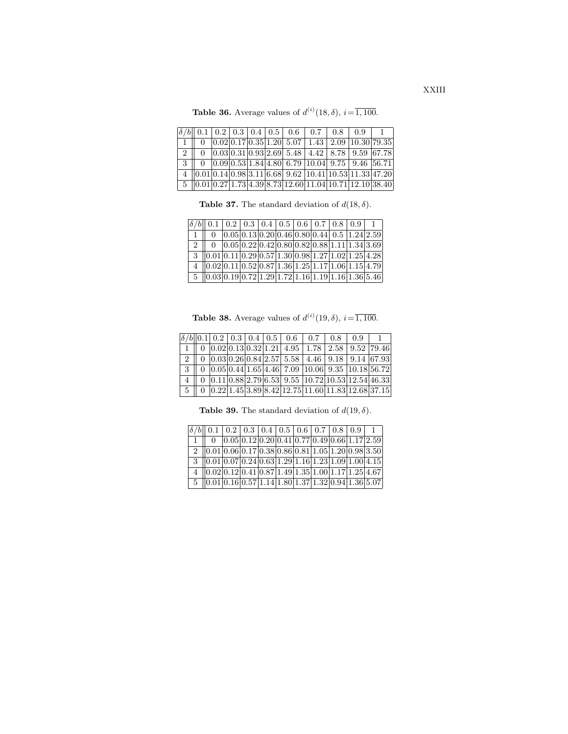**Table 36.** Average values of $d^{(i)}(18, \delta)$, $i = \overline{1, 100}$.

| $\delta/b$ | 0.1 | 0.2 | 0.3 | 0.4 | 0.5 | 0.6 | 0.7 | 0.8 | 0.9 | 1 |
|---|---|---|---|---|---|---|---|---|---|---|
| 1 | 0 | 0.02 | 0.17 | 0.35 | 1.20 | 5.07 | 1.43 | 2.09 | 10.30 | 79.35 |
| 2 | 0 | 0.03 | 0.31 | 0.93 | 2.69 | 5.48 | 4.42 | 8.78 | 9.59 | 67.78 |
| 3 | 0 | 0.09 | 0.53 | 1.84 | 4.80 | 6.79 | 10.04 | 9.75 | 9.46 | 56.71 |
| 4 | 0.01 | 0.14 | 0.98 | 3.11 | 6.68 | 9.62 | 10.41 | 10.53 | 11.33 | 47.20 |
| 5 | 0.01 | 0.27 | 1.73 | 4.39 | 8.73 | 12.60 | 11.04 | 10.71 | 12.10 | 38.40 |

**Table 37.** The standard deviation of $d(18, \delta)$.

| $\delta/b$ | 0.1 | 0.2 | 0.3 | 0.4 | 0.5 | 0.6 | 0.7 | 0.8 | 0.9 | 1 |
|---|---|---|---|---|---|---|---|---|---|---|
| 1 | 0 | 0.05 | 0.13 | 0.20 | 0.46 | 0.80 | 0.44 | 0.5 | 1.24 | 2.59 |
| 2 | 0 | 0.05 | 0.22 | 0.42 | 0.80 | 0.82 | 0.88 | 1.11 | 1.34 | 3.69 |
| 3 | 0.01 | 0.11 | 0.29 | 0.57 | 1.30 | 0.98 | 1.27 | 1.02 | 1.25 | 4.28 |
| 4 | 0.02 | 0.11 | 0.52 | 0.87 | 1.36 | 1.25 | 1.17 | 1.06 | 1.15 | 4.79 |
| 5 | 0.03 | 0.19 | 0.72 | 1.29 | 1.72 | 1.16 | 1.19 | 1.16 | 1.36 | 5.46 |

**Table 38.** Average values of $d^{(i)}(19, \delta)$, $i = \overline{1, 100}$.

| $\delta/b$ | 0.1 | 0.2 | 0.3 | 0.4 | 0.5 | 0.6 | 0.7 | 0.8 | 0.9 | 1 |
|---|---|---|---|---|---|---|---|---|---|---|
| 1 | 0 | 0.02 | 0.13 | 0.32 | 1.21 | 4.95 | 1.78 | 2.58 | 9.52 | 79.46 |
| 2 | 0 | 0.03 | 0.26 | 0.84 | 2.57 | 5.58 | 4.46 | 9.18 | 9.14 | 67.93 |
| 3 | 0 | 0.05 | 0.44 | 1.65 | 4.46 | 7.09 | 10.06 | 9.35 | 10.18 | 56.72 |
| 4 | 0 | 0.11 | 0.88 | 2.79 | 6.53 | 9.55 | 10.72 | 10.53 | 12.54 | 46.33 |
| 5 | 0 | 0.22 | 1.45 | 3.89 | 8.42 | 12.75 | 11.60 | 11.83 | 12.68 | 37.15 |

**Table 39.** The standard deviation of $d(19, \delta)$.

| $\delta/b$ | 0.1 | 0.2 | 0.3 | 0.4 | 0.5 | 0.6 | 0.7 | 0.8 | 0.9 | 1 |
|---|---|---|---|---|---|---|---|---|---|---|
| 1 | 0 | 0.05 | 0.12 | 0.20 | 0.41 | 0.77 | 0.49 | 0.66 | 1.17 | 2.59 |
| 2 | 0.01 | 0.06 | 0.17 | 0.38 | 0.86 | 0.81 | 1.05 | 1.20 | 0.98 | 3.50 |
| 3 | 0.01 | 0.07 | 0.24 | 0.63 | 1.29 | 1.16 | 1.23 | 1.09 | 1.00 | 4.15 |
| 4 | 0.02 | 0.12 | 0.41 | 0.87 | 1.49 | 1.35 | 1.00 | 1.17 | 1.25 | 4.67 |
| 5 | 0.01 | 0.16 | 0.57 | 1.14 | 1.80 | 1.37 | 1.32 | 0.94 | 1.36 | 5.07 |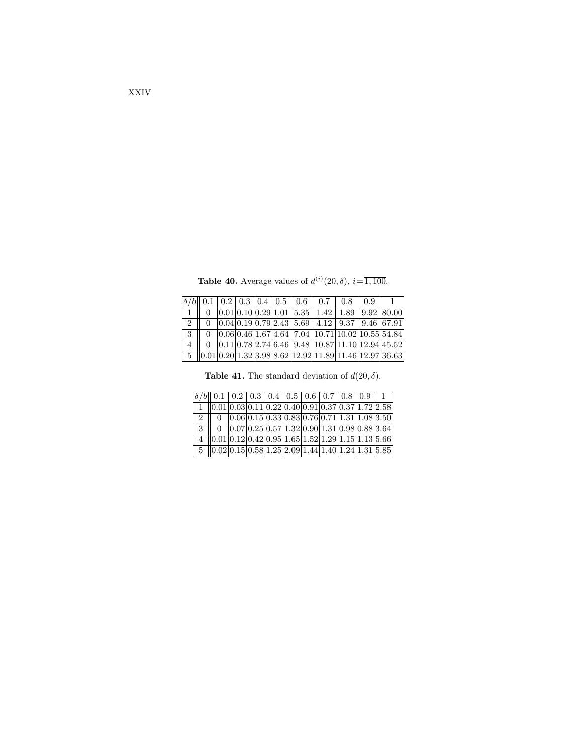**Table 40.** Average values of $d^{(i)}(20, \delta)$, $i = \overline{1, 100}$.

| $\delta/b$ | 0.1 | 0.2 | 0.3 | 0.4 | 0.5 | 0.6 | 0.7 | 0.8 | 0.9 | 1 |
|---|---|---|---|---|---|---|---|---|---|---|
| 1 | 0 | 0.01 | 0.10 | 0.29 | 1.01 | 5.35 | 1.42 | 1.89 | 9.92 | 80.00 |
| 2 | 0 | 0.04 | 0.19 | 0.79 | 2.43 | 5.69 | 4.12 | 9.37 | 9.46 | 67.91 |
| 3 | 0 | 0.06 | 0.46 | 1.67 | 4.64 | 7.04 | 10.71 | 10.02 | 10.55 | 54.84 |
| 4 | 0 | 0.11 | 0.78 | 2.74 | 6.46 | 9.48 | 10.87 | 11.10 | 12.94 | 45.52 |
| 5 | 0.01 | 0.20 | 1.32 | 3.98 | 8.62 | 12.92 | 11.89 | 11.46 | 12.97 | 36.63 |

**Table 41.** The standard deviation of $d(20, \delta)$.

| $\delta/b$ | 0.1 | 0.2 | 0.3 | 0.4 | 0.5 | 0.6 | 0.7 | 0.8 | 0.9 | 1 |
|---|---|---|---|---|---|---|---|---|---|---|
| 1 | 0.01 | 0.03 | 0.11 | 0.22 | 0.40 | 0.91 | 0.37 | 0.37 | 1.72 | 2.58 |
| 2 | 0 | 0.06 | 0.15 | 0.33 | 0.83 | 0.76 | 0.71 | 1.31 | 1.08 | 3.50 |
| 3 | 0 | 0.07 | 0.25 | 0.57 | 1.32 | 0.90 | 1.31 | 0.98 | 0.88 | 3.64 |
| 4 | 0.01 | 0.12 | 0.42 | 0.95 | 1.65 | 1.52 | 1.29 | 1.15 | 1.13 | 5.66 |
| 5 | 0.02 | 0.15 | 0.58 | 1.25 | 2.09 | 1.44 | 1.40 | 1.24 | 1.31 | 5.85 |